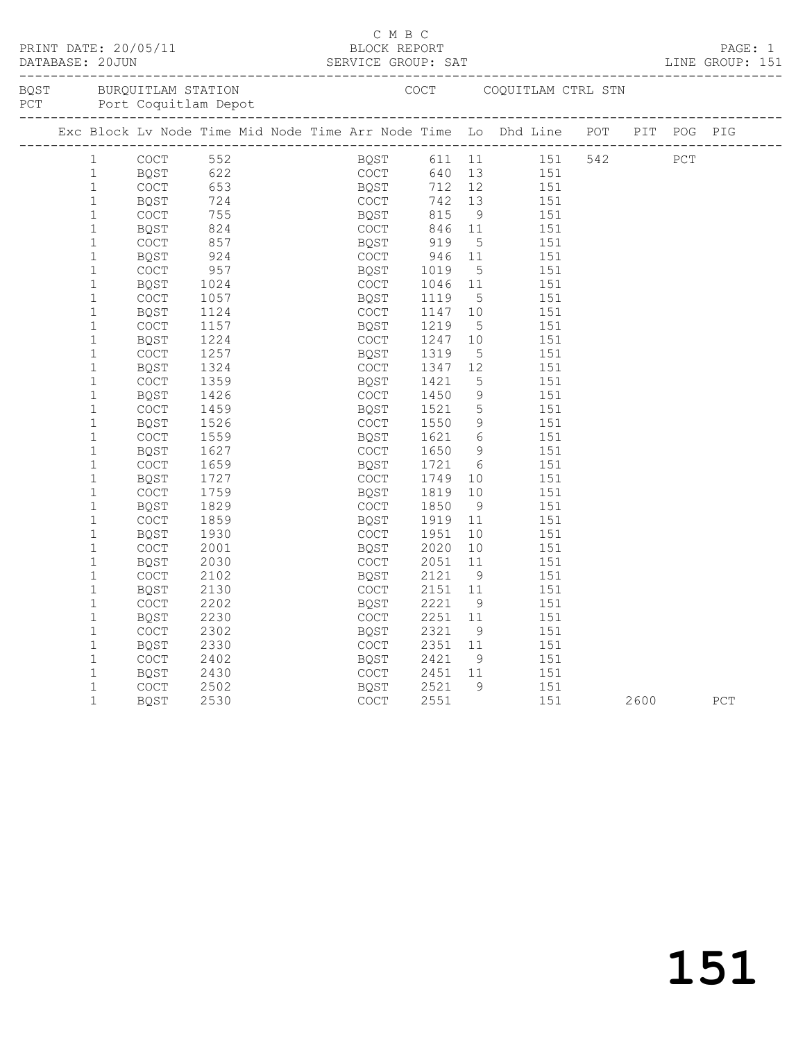PRINT DATE: 20/05/11 C M B C BLOCK REPORT PAGE: 1
DATABASE: 20JUN SERVICE GROUP: SAT LINE GROUP: 151

BQST BURQUITLAM STATION COCT COQUITLAM CTRL STN
PCT Port Coquitlam Depot

| Exc | Block | Lv Node | Time | Mid Node | Time | Arr Node | Time | Lo | Dhd Line | POT | PIT | POG | PIG |
|---|---|---|---|---|---|---|---|---|---|---|---|---|---|
| | 1 | COCT | 552 | | | BQST | 611 | 11 | 151 | 542 | | PCT | |
| | 1 | BQST | 622 | | | COCT | 640 | 13 | 151 | | | | |
| | 1 | COCT | 653 | | | BQST | 712 | 12 | 151 | | | | |
| | 1 | BQST | 724 | | | COCT | 742 | 13 | 151 | | | | |
| | 1 | COCT | 755 | | | BQST | 815 | 9 | 151 | | | | |
| | 1 | BQST | 824 | | | COCT | 846 | 11 | 151 | | | | |
| | 1 | COCT | 857 | | | BQST | 919 | 5 | 151 | | | | |
| | 1 | BQST | 924 | | | COCT | 946 | 11 | 151 | | | | |
| | 1 | COCT | 957 | | | BQST | 1019 | 5 | 151 | | | | |
| | 1 | BQST | 1024 | | | COCT | 1046 | 11 | 151 | | | | |
| | 1 | COCT | 1057 | | | BQST | 1119 | 5 | 151 | | | | |
| | 1 | BQST | 1124 | | | COCT | 1147 | 10 | 151 | | | | |
| | 1 | COCT | 1157 | | | BQST | 1219 | 5 | 151 | | | | |
| | 1 | BQST | 1224 | | | COCT | 1247 | 10 | 151 | | | | |
| | 1 | COCT | 1257 | | | BQST | 1319 | 5 | 151 | | | | |
| | 1 | BQST | 1324 | | | COCT | 1347 | 12 | 151 | | | | |
| | 1 | COCT | 1359 | | | BQST | 1421 | 5 | 151 | | | | |
| | 1 | BQST | 1426 | | | COCT | 1450 | 9 | 151 | | | | |
| | 1 | COCT | 1459 | | | BQST | 1521 | 5 | 151 | | | | |
| | 1 | BQST | 1526 | | | COCT | 1550 | 9 | 151 | | | | |
| | 1 | COCT | 1559 | | | BQST | 1621 | 6 | 151 | | | | |
| | 1 | BQST | 1627 | | | COCT | 1650 | 9 | 151 | | | | |
| | 1 | COCT | 1659 | | | BQST | 1721 | 6 | 151 | | | | |
| | 1 | BQST | 1727 | | | COCT | 1749 | 10 | 151 | | | | |
| | 1 | COCT | 1759 | | | BQST | 1819 | 10 | 151 | | | | |
| | 1 | BQST | 1829 | | | COCT | 1850 | 9 | 151 | | | | |
| | 1 | COCT | 1859 | | | BQST | 1919 | 11 | 151 | | | | |
| | 1 | BQST | 1930 | | | COCT | 1951 | 10 | 151 | | | | |
| | 1 | COCT | 2001 | | | BQST | 2020 | 10 | 151 | | | | |
| | 1 | BQST | 2030 | | | COCT | 2051 | 11 | 151 | | | | |
| | 1 | COCT | 2102 | | | BQST | 2121 | 9 | 151 | | | | |
| | 1 | BQST | 2130 | | | COCT | 2151 | 11 | 151 | | | | |
| | 1 | COCT | 2202 | | | BQST | 2221 | 9 | 151 | | | | |
| | 1 | BQST | 2230 | | | COCT | 2251 | 11 | 151 | | | | |
| | 1 | COCT | 2302 | | | BQST | 2321 | 9 | 151 | | | | |
| | 1 | BQST | 2330 | | | COCT | 2351 | 11 | 151 | | | | |
| | 1 | COCT | 2402 | | | BQST | 2421 | 9 | 151 | | | | |
| | 1 | BQST | 2430 | | | COCT | 2451 | 11 | 151 | | | | |
| | 1 | COCT | 2502 | | | BQST | 2521 | 9 | 151 | | | | |
| | 1 | BQST | 2530 | | | COCT | 2551 | | 151 | | 2600 | | PCT |

# 151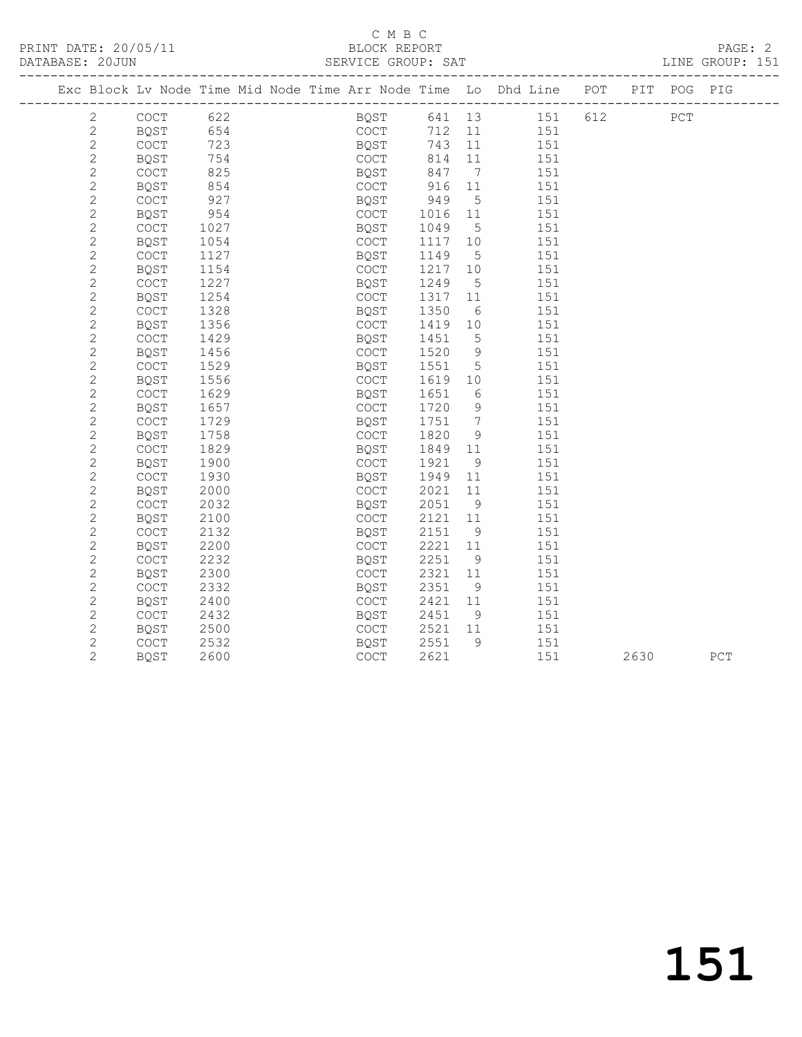C M B C

BLOCK REPORT

PRINT DATE: 20/05/11 DATABASE: 20JUN SERVICE GROUP: SAT LINE GROUP: 151

| Exc | Block | Lv Node | Time | Mid Node | Time | Arr Node | Time | Lo | Dhd Line | POT | PIT | POG | PIG |
|---|---|---|---|---|---|---|---|---|---|---|---|---|---|
| | 2 | COCT | 622 | | | BQST | 641 | 13 | 151 | 612 | | PCT | |
| | 2 | BQST | 654 | | | COCT | 712 | 11 | 151 | | | | |
| | 2 | COCT | 723 | | | BQST | 743 | 11 | 151 | | | | |
| | 2 | BQST | 754 | | | COCT | 814 | 11 | 151 | | | | |
| | 2 | COCT | 825 | | | BQST | 847 | 7 | 151 | | | | |
| | 2 | BQST | 854 | | | COCT | 916 | 11 | 151 | | | | |
| | 2 | COCT | 927 | | | BQST | 949 | 5 | 151 | | | | |
| | 2 | BQST | 954 | | | COCT | 1016 | 11 | 151 | | | | |
| | 2 | COCT | 1027 | | | BQST | 1049 | 5 | 151 | | | | |
| | 2 | BQST | 1054 | | | COCT | 1117 | 10 | 151 | | | | |
| | 2 | COCT | 1127 | | | BQST | 1149 | 5 | 151 | | | | |
| | 2 | BQST | 1154 | | | COCT | 1217 | 10 | 151 | | | | |
| | 2 | COCT | 1227 | | | BQST | 1249 | 5 | 151 | | | | |
| | 2 | BQST | 1254 | | | COCT | 1317 | 11 | 151 | | | | |
| | 2 | COCT | 1328 | | | BQST | 1350 | 6 | 151 | | | | |
| | 2 | BQST | 1356 | | | COCT | 1419 | 10 | 151 | | | | |
| | 2 | COCT | 1429 | | | BQST | 1451 | 5 | 151 | | | | |
| | 2 | BQST | 1456 | | | COCT | 1520 | 9 | 151 | | | | |
| | 2 | COCT | 1529 | | | BQST | 1551 | 5 | 151 | | | | |
| | 2 | BQST | 1556 | | | COCT | 1619 | 10 | 151 | | | | |
| | 2 | COCT | 1629 | | | BQST | 1651 | 6 | 151 | | | | |
| | 2 | BQST | 1657 | | | COCT | 1720 | 9 | 151 | | | | |
| | 2 | COCT | 1729 | | | BQST | 1751 | 7 | 151 | | | | |
| | 2 | BQST | 1758 | | | COCT | 1820 | 9 | 151 | | | | |
| | 2 | COCT | 1829 | | | BQST | 1849 | 11 | 151 | | | | |
| | 2 | BQST | 1900 | | | COCT | 1921 | 9 | 151 | | | | |
| | 2 | COCT | 1930 | | | BQST | 1949 | 11 | 151 | | | | |
| | 2 | BQST | 2000 | | | COCT | 2021 | 11 | 151 | | | | |
| | 2 | COCT | 2032 | | | BQST | 2051 | 9 | 151 | | | | |
| | 2 | BQST | 2100 | | | COCT | 2121 | 11 | 151 | | | | |
| | 2 | COCT | 2132 | | | BQST | 2151 | 9 | 151 | | | | |
| | 2 | BQST | 2200 | | | COCT | 2221 | 11 | 151 | | | | |
| | 2 | COCT | 2232 | | | BQST | 2251 | 9 | 151 | | | | |
| | 2 | BQST | 2300 | | | COCT | 2321 | 11 | 151 | | | | |
| | 2 | COCT | 2332 | | | BQST | 2351 | 9 | 151 | | | | |
| | 2 | BQST | 2400 | | | COCT | 2421 | 11 | 151 | | | | |
| | 2 | COCT | 2432 | | | BQST | 2451 | 9 | 151 | | | | |
| | 2 | BQST | 2500 | | | COCT | 2521 | 11 | 151 | | | | |
| | 2 | COCT | 2532 | | | BQST | 2551 | 9 | 151 | | | | |
| | 2 | BQST | 2600 | | | COCT | 2621 | | 151 | | 2630 | | PCT |

# 151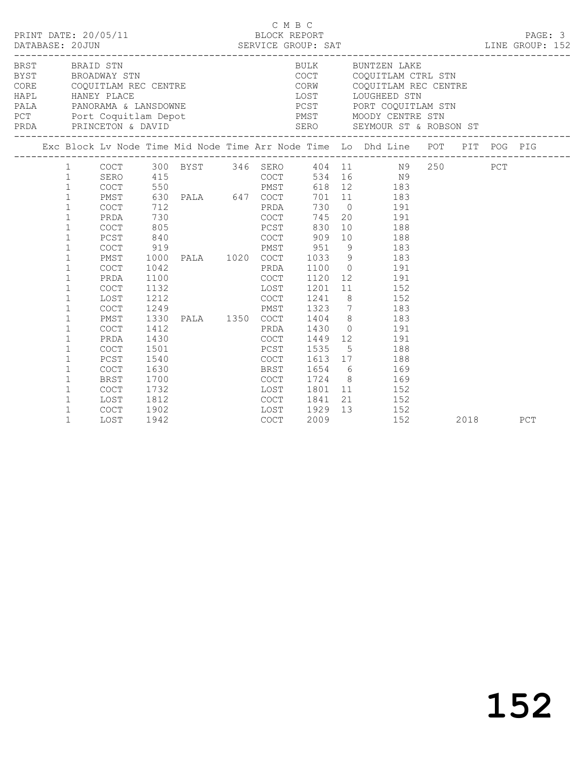C M B C

PRINT DATE: 20/05/11 BLOCK REPORT

DATABASE: 20JUN SERVICE GROUP: SAT LINE GROUP: 152

| Code | Name | Code | Name |
|---|---|---|---|
| BRST | BRAID STN | BULK | BUNTZEN LAKE |
| BYST | BROADWAY STN | COCT | COQUITLAM CTRL STN |
| CORE | COQUITLAM REC CENTRE | CORW | COQUITLAM REC CENTRE |
| HAPL | HANEY PLACE | LOST | LOUGHEED STN |
| PALA | PANORAMA & LANSDOWNE | PCST | PORT COQUITLAM STN |
| PCT | Port Coquitlam Depot | PMST | MOODY CENTRE STN |
| PRDA | PRINCETON & DAVID | SERO | SEYMOUR ST & ROBSON ST |

| Exc | Block | Lv Node | Time | Mid Node | Time | Arr Node | Time | Lo | Dhd Line | POT | PIT | POG | PIG |
|---|---|---|---|---|---|---|---|---|---|---|---|---|---|
| | 1 | COCT | 300 | BYST | 346 | SERO | 404 | 11 | N9 | 250 | | PCT | |
| | 1 | SERO | 415 | | | COCT | 534 | 16 | N9 | | | | |
| | 1 | COCT | 550 | | | PMST | 618 | 12 | 183 | | | | |
| | 1 | PMST | 630 | PALA | 647 | COCT | 701 | 11 | 183 | | | | |
| | 1 | COCT | 712 | | | PRDA | 730 | 0 | 191 | | | | |
| | 1 | PRDA | 730 | | | COCT | 745 | 20 | 191 | | | | |
| | 1 | COCT | 805 | | | PCST | 830 | 10 | 188 | | | | |
| | 1 | PCST | 840 | | | COCT | 909 | 10 | 188 | | | | |
| | 1 | COCT | 919 | | | PMST | 951 | 9 | 183 | | | | |
| | 1 | PMST | 1000 | PALA | 1020 | COCT | 1033 | 9 | 183 | | | | |
| | 1 | COCT | 1042 | | | PRDA | 1100 | 0 | 191 | | | | |
| | 1 | PRDA | 1100 | | | COCT | 1120 | 12 | 191 | | | | |
| | 1 | COCT | 1132 | | | LOST | 1201 | 11 | 152 | | | | |
| | 1 | LOST | 1212 | | | COCT | 1241 | 8 | 152 | | | | |
| | 1 | COCT | 1249 | | | PMST | 1323 | 7 | 183 | | | | |
| | 1 | PMST | 1330 | PALA | 1350 | COCT | 1404 | 8 | 183 | | | | |
| | 1 | COCT | 1412 | | | PRDA | 1430 | 0 | 191 | | | | |
| | 1 | PRDA | 1430 | | | COCT | 1449 | 12 | 191 | | | | |
| | 1 | COCT | 1501 | | | PCST | 1535 | 5 | 188 | | | | |
| | 1 | PCST | 1540 | | | COCT | 1613 | 17 | 188 | | | | |
| | 1 | COCT | 1630 | | | BRST | 1654 | 6 | 169 | | | | |
| | 1 | BRST | 1700 | | | COCT | 1724 | 8 | 169 | | | | |
| | 1 | COCT | 1732 | | | LOST | 1801 | 11 | 152 | | | | |
| | 1 | LOST | 1812 | | | COCT | 1841 | 21 | 152 | | | | |
| | 1 | COCT | 1902 | | | LOST | 1929 | 13 | 152 | | | | |
| | 1 | LOST | 1942 | | | COCT | 2009 | | 152 | | 2018 | | PCT |

152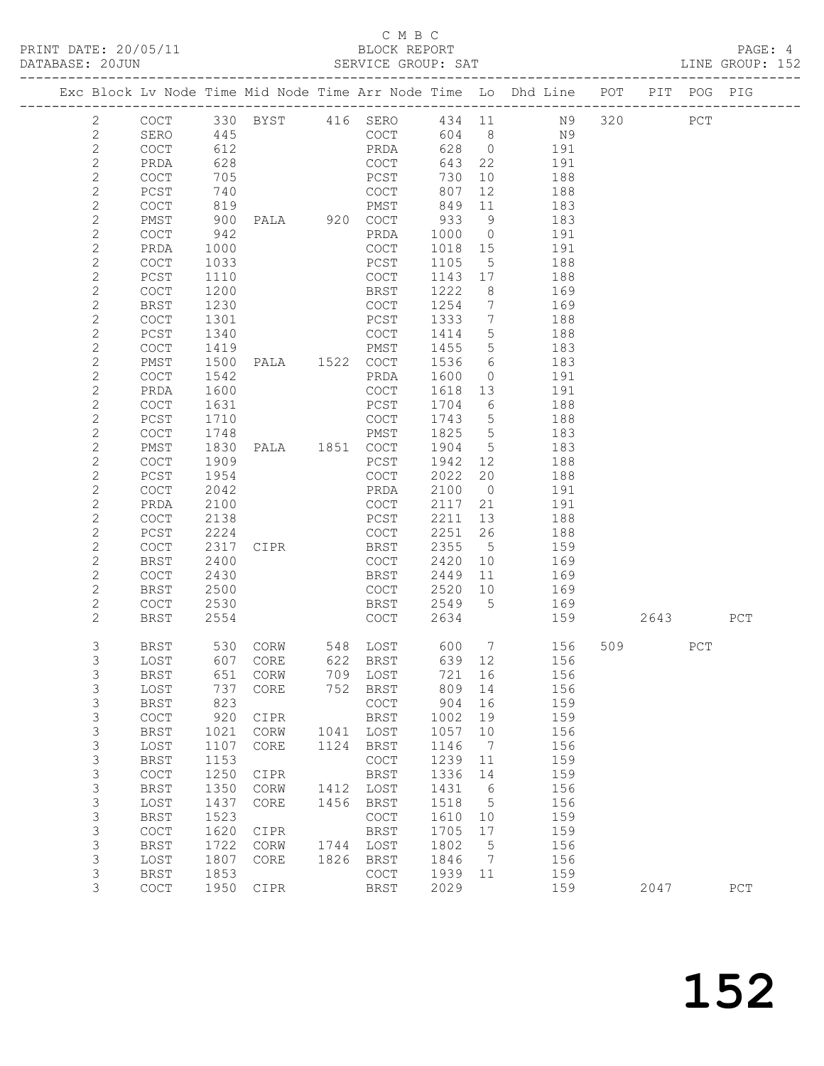C M B C

PRINT DATE: 20/05/11 BLOCK REPORT
DATABASE: 20JUN SERVICE GROUP: SAT LINE GROUP: 152

| Exc | Block | Lv | Node | Time | Mid Node | Time | Arr Node | Time | Lo | Dhd Line | POT | PIT | POG | PIG |
|---|---|---|---|---|---|---|---|---|---|---|---|---|---|---|
| | 2 | | COCT | 330 | BYST | 416 | SERO | 434 | 11 | N9 | 320 | | PCT | |
| | 2 | | SERO | 445 | | | COCT | 604 | 8 | N9 | | | | |
| | 2 | | COCT | 612 | | | PRDA | 628 | 0 | 191 | | | | |
| | 2 | | PRDA | 628 | | | COCT | 643 | 22 | 191 | | | | |
| | 2 | | COCT | 705 | | | PCST | 730 | 10 | 188 | | | | |
| | 2 | | PCST | 740 | | | COCT | 807 | 12 | 188 | | | | |
| | 2 | | COCT | 819 | | | PMST | 849 | 11 | 183 | | | | |
| | 2 | | PMST | 900 | PALA | 920 | COCT | 933 | 9 | 183 | | | | |
| | 2 | | COCT | 942 | | | PRDA | 1000 | 0 | 191 | | | | |
| | 2 | | PRDA | 1000 | | | COCT | 1018 | 15 | 191 | | | | |
| | 2 | | COCT | 1033 | | | PCST | 1105 | 5 | 188 | | | | |
| | 2 | | PCST | 1110 | | | COCT | 1143 | 17 | 188 | | | | |
| | 2 | | COCT | 1200 | | | BRST | 1222 | 8 | 169 | | | | |
| | 2 | | BRST | 1230 | | | COCT | 1254 | 7 | 169 | | | | |
| | 2 | | COCT | 1301 | | | PCST | 1333 | 7 | 188 | | | | |
| | 2 | | PCST | 1340 | | | COCT | 1414 | 5 | 188 | | | | |
| | 2 | | COCT | 1419 | | | PMST | 1455 | 5 | 183 | | | | |
| | 2 | | PMST | 1500 | PALA | 1522 | COCT | 1536 | 6 | 183 | | | | |
| | 2 | | COCT | 1542 | | | PRDA | 1600 | 0 | 191 | | | | |
| | 2 | | PRDA | 1600 | | | COCT | 1618 | 13 | 191 | | | | |
| | 2 | | COCT | 1631 | | | PCST | 1704 | 6 | 188 | | | | |
| | 2 | | PCST | 1710 | | | COCT | 1743 | 5 | 188 | | | | |
| | 2 | | COCT | 1748 | | | PMST | 1825 | 5 | 183 | | | | |
| | 2 | | PMST | 1830 | PALA | 1851 | COCT | 1904 | 5 | 183 | | | | |
| | 2 | | COCT | 1909 | | | PCST | 1942 | 12 | 188 | | | | |
| | 2 | | PCST | 1954 | | | COCT | 2022 | 20 | 188 | | | | |
| | 2 | | COCT | 2042 | | | PRDA | 2100 | 0 | 191 | | | | |
| | 2 | | PRDA | 2100 | | | COCT | 2117 | 21 | 191 | | | | |
| | 2 | | COCT | 2138 | | | PCST | 2211 | 13 | 188 | | | | |
| | 2 | | PCST | 2224 | | | COCT | 2251 | 26 | 188 | | | | |
| | 2 | | COCT | 2317 | CIPR | | BRST | 2355 | 5 | 159 | | | | |
| | 2 | | BRST | 2400 | | | COCT | 2420 | 10 | 169 | | | | |
| | 2 | | COCT | 2430 | | | BRST | 2449 | 11 | 169 | | | | |
| | 2 | | BRST | 2500 | | | COCT | 2520 | 10 | 169 | | | | |
| | 2 | | COCT | 2530 | | | BRST | 2549 | 5 | 169 | | | | |
| | 2 | | BRST | 2554 | | | COCT | 2634 | | 159 | | 2643 | | PCT |
| | 3 | | BRST | 530 | CORW | 548 | LOST | 600 | 7 | 156 | 509 | | PCT | |
| | 3 | | LOST | 607 | CORE | 622 | BRST | 639 | 12 | 156 | | | | |
| | 3 | | BRST | 651 | CORW | 709 | LOST | 721 | 16 | 156 | | | | |
| | 3 | | LOST | 737 | CORE | 752 | BRST | 809 | 14 | 156 | | | | |
| | 3 | | BRST | 823 | | | COCT | 904 | 16 | 159 | | | | |
| | 3 | | COCT | 920 | CIPR | | BRST | 1002 | 19 | 159 | | | | |
| | 3 | | BRST | 1021 | CORW | 1041 | LOST | 1057 | 10 | 156 | | | | |
| | 3 | | LOST | 1107 | CORE | 1124 | BRST | 1146 | 7 | 156 | | | | |
| | 3 | | BRST | 1153 | | | COCT | 1239 | 11 | 159 | | | | |
| | 3 | | COCT | 1250 | CIPR | | BRST | 1336 | 14 | 159 | | | | |
| | 3 | | BRST | 1350 | CORW | 1412 | LOST | 1431 | 6 | 156 | | | | |
| | 3 | | LOST | 1437 | CORE | 1456 | BRST | 1518 | 5 | 156 | | | | |
| | 3 | | BRST | 1523 | | | COCT | 1610 | 10 | 159 | | | | |
| | 3 | | COCT | 1620 | CIPR | | BRST | 1705 | 17 | 159 | | | | |
| | 3 | | BRST | 1722 | CORW | 1744 | LOST | 1802 | 5 | 156 | | | | |
| | 3 | | LOST | 1807 | CORE | 1826 | BRST | 1846 | 7 | 156 | | | | |
| | 3 | | BRST | 1853 | | | COCT | 1939 | 11 | 159 | | | | |
| | 3 | | COCT | 1950 | CIPR | | BRST | 2029 | | 159 | | 2047 | | PCT |

152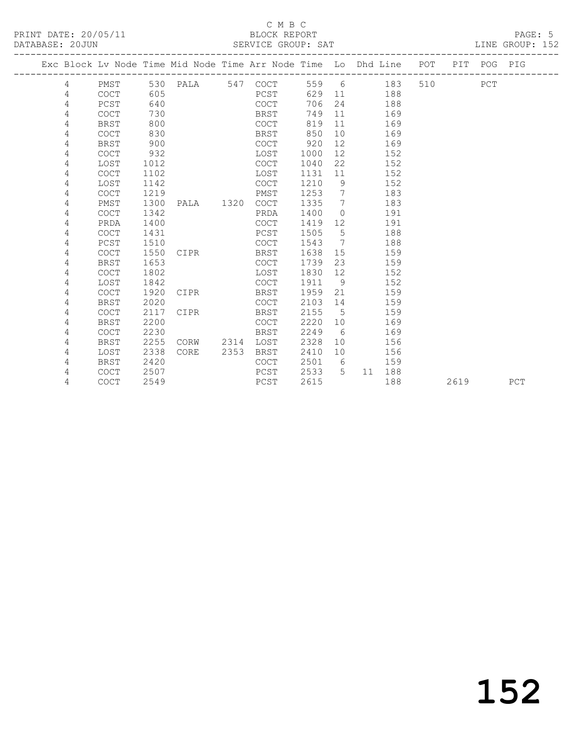C M B C

PRINT DATE: 20/05/11 BLOCK REPORT

DATABASE: 20JUN SERVICE GROUP: SAT LINE GROUP: 152

| Exc | Block | Lv | Node | Time | Mid Node | Time | Arr Node | Time | Lo | Dhd | Line | POT | PIT | POG | PIG |
|---|---|---|---|---|---|---|---|---|---|---|---|---|---|---|---|
| | 4 | | PMST | 530 | PALA | 547 | COCT | 559 | 6 | | 183 | 510 | | PCT | |
| | 4 | | COCT | 605 | | | PCST | 629 | 11 | | 188 | | | | |
| | 4 | | PCST | 640 | | | COCT | 706 | 24 | | 188 | | | | |
| | 4 | | COCT | 730 | | | BRST | 749 | 11 | | 169 | | | | |
| | 4 | | BRST | 800 | | | COCT | 819 | 11 | | 169 | | | | |
| | 4 | | COCT | 830 | | | BRST | 850 | 10 | | 169 | | | | |
| | 4 | | BRST | 900 | | | COCT | 920 | 12 | | 169 | | | | |
| | 4 | | COCT | 932 | | | LOST | 1000 | 12 | | 152 | | | | |
| | 4 | | LOST | 1012 | | | COCT | 1040 | 22 | | 152 | | | | |
| | 4 | | COCT | 1102 | | | LOST | 1131 | 11 | | 152 | | | | |
| | 4 | | LOST | 1142 | | | COCT | 1210 | 9 | | 152 | | | | |
| | 4 | | COCT | 1219 | | | PMST | 1253 | 7 | | 183 | | | | |
| | 4 | | PMST | 1300 | PALA | 1320 | COCT | 1335 | 7 | | 183 | | | | |
| | 4 | | COCT | 1342 | | | PRDA | 1400 | 0 | | 191 | | | | |
| | 4 | | PRDA | 1400 | | | COCT | 1419 | 12 | | 191 | | | | |
| | 4 | | COCT | 1431 | | | PCST | 1505 | 5 | | 188 | | | | |
| | 4 | | PCST | 1510 | | | COCT | 1543 | 7 | | 188 | | | | |
| | 4 | | COCT | 1550 | CIPR | | BRST | 1638 | 15 | | 159 | | | | |
| | 4 | | BRST | 1653 | | | COCT | 1739 | 23 | | 159 | | | | |
| | 4 | | COCT | 1802 | | | LOST | 1830 | 12 | | 152 | | | | |
| | 4 | | LOST | 1842 | | | COCT | 1911 | 9 | | 152 | | | | |
| | 4 | | COCT | 1920 | CIPR | | BRST | 1959 | 21 | | 159 | | | | |
| | 4 | | BRST | 2020 | | | COCT | 2103 | 14 | | 159 | | | | |
| | 4 | | COCT | 2117 | CIPR | | BRST | 2155 | 5 | | 159 | | | | |
| | 4 | | BRST | 2200 | | | COCT | 2220 | 10 | | 169 | | | | |
| | 4 | | COCT | 2230 | | | BRST | 2249 | 6 | | 169 | | | | |
| | 4 | | BRST | 2255 | CORW | 2314 | LOST | 2328 | 10 | | 156 | | | | |
| | 4 | | LOST | 2338 | CORE | 2353 | BRST | 2410 | 10 | | 156 | | | | |
| | 4 | | BRST | 2420 | | | COCT | 2501 | 6 | | 159 | | | | |
| | 4 | | COCT | 2507 | | | PCST | 2533 | 5 | 11 | 188 | | | | |
| | 4 | | COCT | 2549 | | | PCST | 2615 | | | 188 | | 2619 | | PCT |

152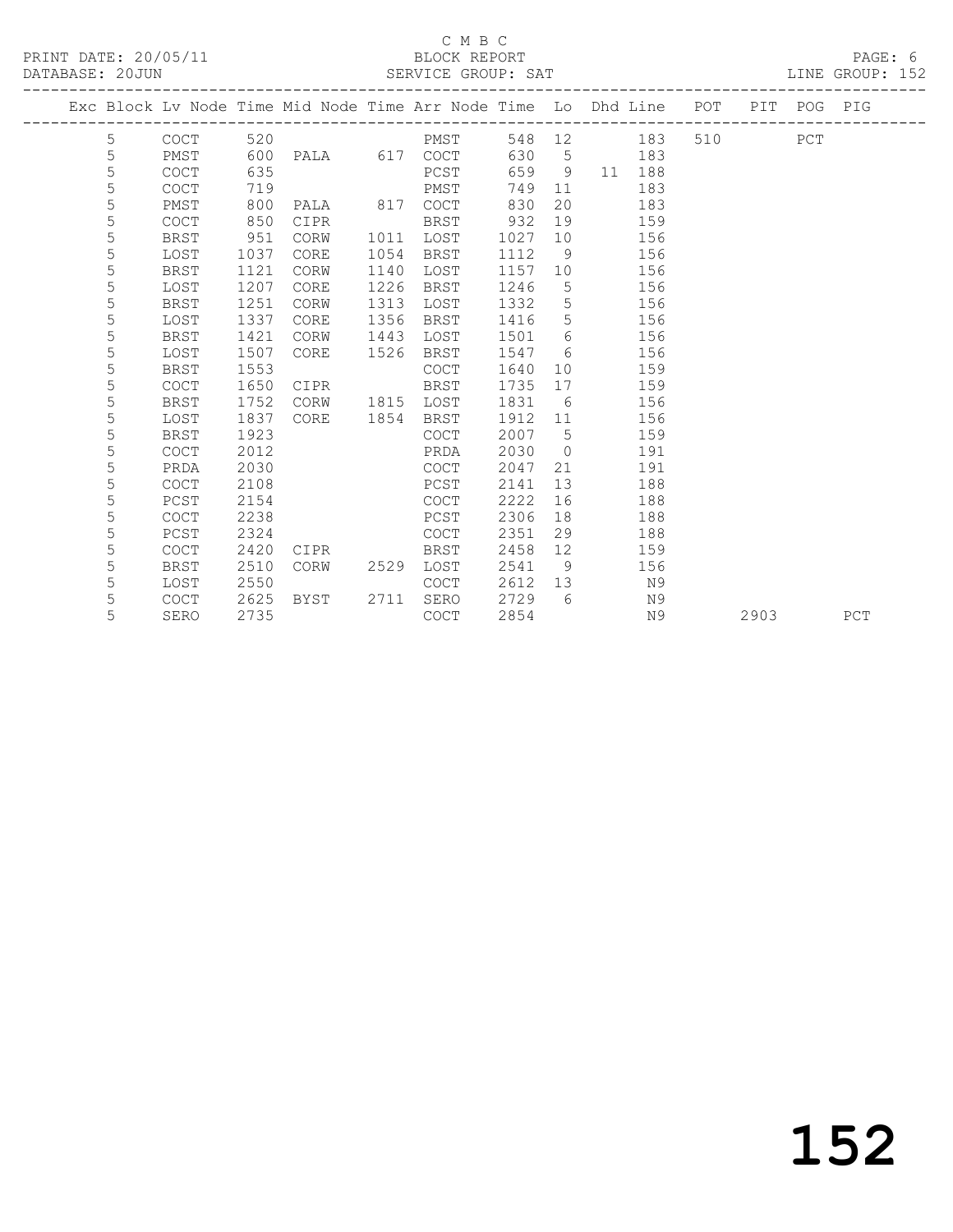C M B C

BLOCK REPORT

SERVICE GROUP: SAT

PRINT DATE: 20/05/11
DATABASE: 20JUN

PAGE: 6
LINE GROUP: 152

| Exc | Block | Lv | Node | Time | Mid Node | Time | Arr Node | Time | Lo | Dhd | Line | POT | PIT | POG | PIG |
|---|---|---|---|---|---|---|---|---|---|---|---|---|---|---|---|
| | 5 | | COCT | 520 | | | PMST | 548 | 12 | | 183 | 510 | | PCT | |
| | 5 | | PMST | 600 | PALA | 617 | COCT | 630 | 5 | | 183 | | | | |
| | 5 | | COCT | 635 | | | PCST | 659 | 9 | 11 | 188 | | | | |
| | 5 | | COCT | 719 | | | PMST | 749 | 11 | | 183 | | | | |
| | 5 | | PMST | 800 | PALA | 817 | COCT | 830 | 20 | | 183 | | | | |
| | 5 | | COCT | 850 | CIPR | | BRST | 932 | 19 | | 159 | | | | |
| | 5 | | BRST | 951 | CORW | 1011 | LOST | 1027 | 10 | | 156 | | | | |
| | 5 | | LOST | 1037 | CORE | 1054 | BRST | 1112 | 9 | | 156 | | | | |
| | 5 | | BRST | 1121 | CORW | 1140 | LOST | 1157 | 10 | | 156 | | | | |
| | 5 | | LOST | 1207 | CORE | 1226 | BRST | 1246 | 5 | | 156 | | | | |
| | 5 | | BRST | 1251 | CORW | 1313 | LOST | 1332 | 5 | | 156 | | | | |
| | 5 | | LOST | 1337 | CORE | 1356 | BRST | 1416 | 5 | | 156 | | | | |
| | 5 | | BRST | 1421 | CORW | 1443 | LOST | 1501 | 6 | | 156 | | | | |
| | 5 | | LOST | 1507 | CORE | 1526 | BRST | 1547 | 6 | | 156 | | | | |
| | 5 | | BRST | 1553 | | | COCT | 1640 | 10 | | 159 | | | | |
| | 5 | | COCT | 1650 | CIPR | | BRST | 1735 | 17 | | 159 | | | | |
| | 5 | | BRST | 1752 | CORW | 1815 | LOST | 1831 | 6 | | 156 | | | | |
| | 5 | | LOST | 1837 | CORE | 1854 | BRST | 1912 | 11 | | 156 | | | | |
| | 5 | | BRST | 1923 | | | COCT | 2007 | 5 | | 159 | | | | |
| | 5 | | COCT | 2012 | | | PRDA | 2030 | 0 | | 191 | | | | |
| | 5 | | PRDA | 2030 | | | COCT | 2047 | 21 | | 191 | | | | |
| | 5 | | COCT | 2108 | | | PCST | 2141 | 13 | | 188 | | | | |
| | 5 | | PCST | 2154 | | | COCT | 2222 | 16 | | 188 | | | | |
| | 5 | | COCT | 2238 | | | PCST | 2306 | 18 | | 188 | | | | |
| | 5 | | PCST | 2324 | | | COCT | 2351 | 29 | | 188 | | | | |
| | 5 | | COCT | 2420 | CIPR | | BRST | 2458 | 12 | | 159 | | | | |
| | 5 | | BRST | 2510 | CORW | 2529 | LOST | 2541 | 9 | | 156 | | | | |
| | 5 | | LOST | 2550 | | | COCT | 2612 | 13 | | N9 | | | | |
| | 5 | | COCT | 2625 | BYST | 2711 | SERO | 2729 | 6 | | N9 | | | | |
| | 5 | | SERO | 2735 | | | COCT | 2854 | | | N9 | | 2903 | | PCT |

152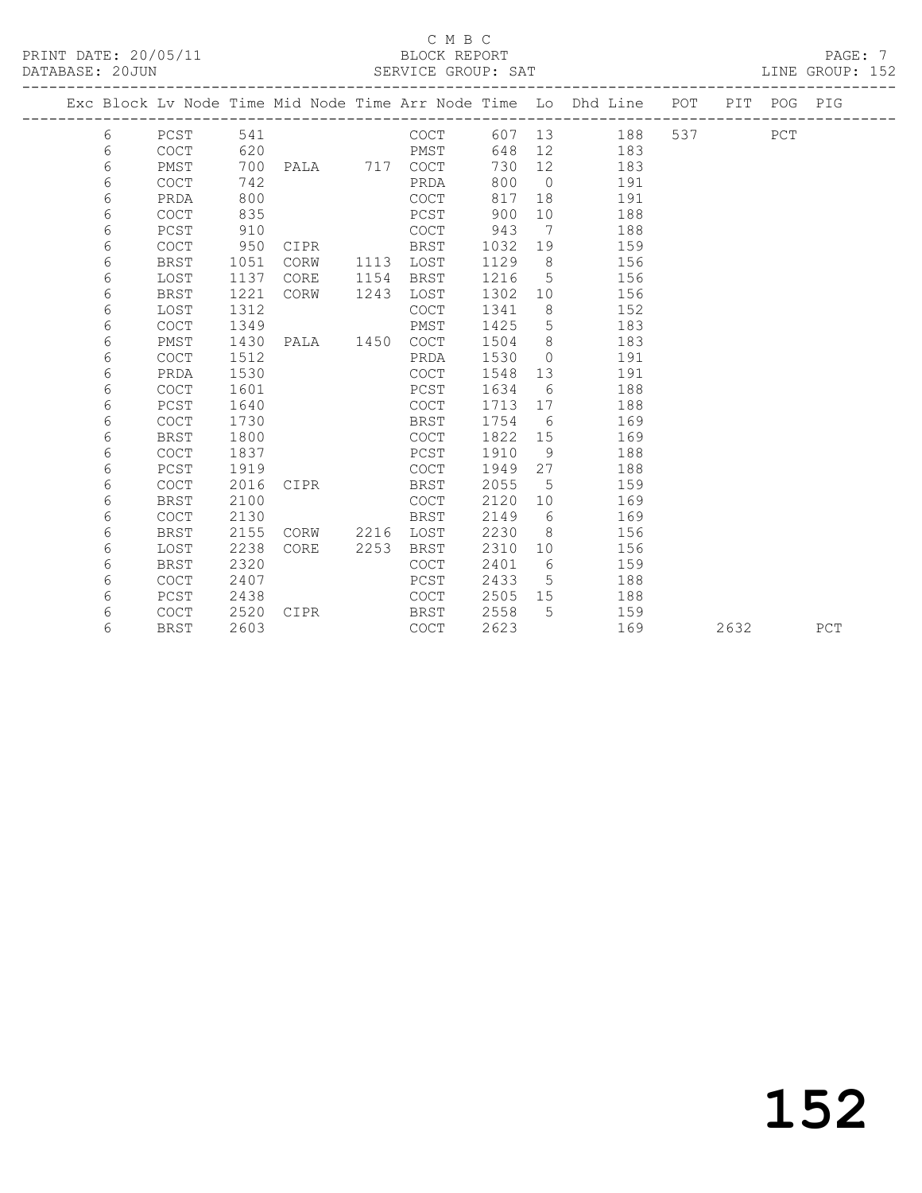C M B C

BLOCK REPORT

SERVICE GROUP: SAT

PRINT DATE: 20/05/11

DATABASE: 20JUN

LINE GROUP: 152

| Exc | Block | Lv | Node | Time | Mid Node | Time | Arr Node | Time | Lo | Dhd Line | POT | PIT | POG | PIG |
|---|---|---|---|---|---|---|---|---|---|---|---|---|---|---|
| | 6 | | PCST | 541 | | | COCT | 607 | 13 | 188 | 537 | | PCT | |
| | 6 | | COCT | 620 | | | PMST | 648 | 12 | 183 | | | | |
| | 6 | | PMST | 700 | PALA | 717 | COCT | 730 | 12 | 183 | | | | |
| | 6 | | COCT | 742 | | | PRDA | 800 | 0 | 191 | | | | |
| | 6 | | PRDA | 800 | | | COCT | 817 | 18 | 191 | | | | |
| | 6 | | COCT | 835 | | | PCST | 900 | 10 | 188 | | | | |
| | 6 | | PCST | 910 | | | COCT | 943 | 7 | 188 | | | | |
| | 6 | | COCT | 950 | CIPR | | BRST | 1032 | 19 | 159 | | | | |
| | 6 | | BRST | 1051 | CORW | 1113 | LOST | 1129 | 8 | 156 | | | | |
| | 6 | | LOST | 1137 | CORE | 1154 | BRST | 1216 | 5 | 156 | | | | |
| | 6 | | BRST | 1221 | CORW | 1243 | LOST | 1302 | 10 | 156 | | | | |
| | 6 | | LOST | 1312 | | | COCT | 1341 | 8 | 152 | | | | |
| | 6 | | COCT | 1349 | | | PMST | 1425 | 5 | 183 | | | | |
| | 6 | | PMST | 1430 | PALA | 1450 | COCT | 1504 | 8 | 183 | | | | |
| | 6 | | COCT | 1512 | | | PRDA | 1530 | 0 | 191 | | | | |
| | 6 | | PRDA | 1530 | | | COCT | 1548 | 13 | 191 | | | | |
| | 6 | | COCT | 1601 | | | PCST | 1634 | 6 | 188 | | | | |
| | 6 | | PCST | 1640 | | | COCT | 1713 | 17 | 188 | | | | |
| | 6 | | COCT | 1730 | | | BRST | 1754 | 6 | 169 | | | | |
| | 6 | | BRST | 1800 | | | COCT | 1822 | 15 | 169 | | | | |
| | 6 | | COCT | 1837 | | | PCST | 1910 | 9 | 188 | | | | |
| | 6 | | PCST | 1919 | | | COCT | 1949 | 27 | 188 | | | | |
| | 6 | | COCT | 2016 | CIPR | | BRST | 2055 | 5 | 159 | | | | |
| | 6 | | BRST | 2100 | | | COCT | 2120 | 10 | 169 | | | | |
| | 6 | | COCT | 2130 | | | BRST | 2149 | 6 | 169 | | | | |
| | 6 | | BRST | 2155 | CORW | 2216 | LOST | 2230 | 8 | 156 | | | | |
| | 6 | | LOST | 2238 | CORE | 2253 | BRST | 2310 | 10 | 156 | | | | |
| | 6 | | BRST | 2320 | | | COCT | 2401 | 6 | 159 | | | | |
| | 6 | | COCT | 2407 | | | PCST | 2433 | 5 | 188 | | | | |
| | 6 | | PCST | 2438 | | | COCT | 2505 | 15 | 188 | | | | |
| | 6 | | COCT | 2520 | CIPR | | BRST | 2558 | 5 | 159 | | | | |
| | 6 | | BRST | 2603 | | | COCT | 2623 | | 169 | | 2632 | | PCT |

# 152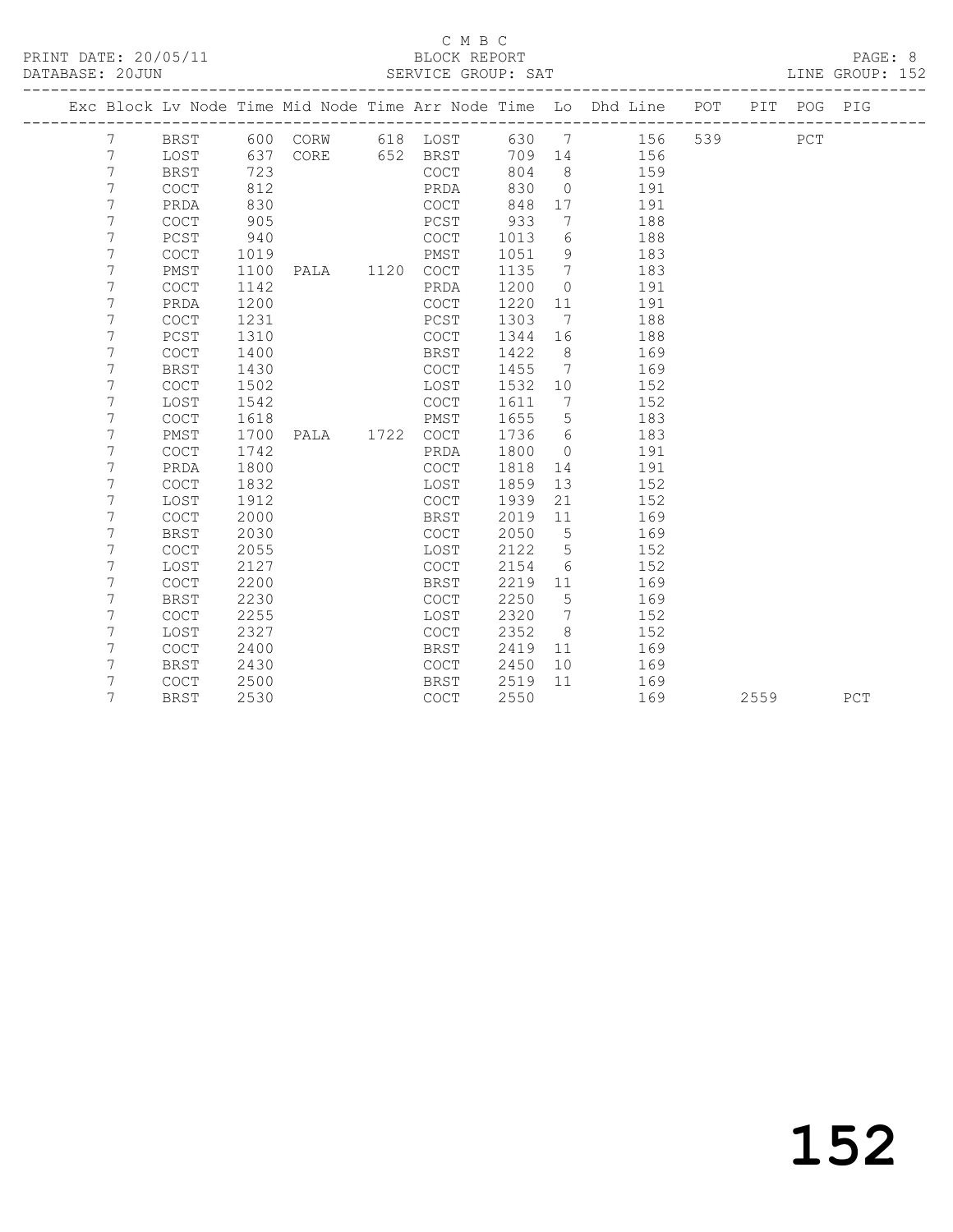C M B C

PRINT DATE: 20/05/11 BLOCK REPORT

DATABASE: 20JUN SERVICE GROUP: SAT LINE GROUP: 152

| Exc | Block | Lv Node | Time | Mid Node | Time | Arr Node | Time | Lo | Dhd Line | POT | PIT | POG | PIG |
|---|---|---|---|---|---|---|---|---|---|---|---|---|---|
| | 7 | BRST | 600 | CORW | 618 | LOST | 630 | 7 | 156 | 539 | | PCT | |
| | 7 | LOST | 637 | CORE | 652 | BRST | 709 | 14 | 156 | | | | |
| | 7 | BRST | 723 | | | COCT | 804 | 8 | 159 | | | | |
| | 7 | COCT | 812 | | | PRDA | 830 | 0 | 191 | | | | |
| | 7 | PRDA | 830 | | | COCT | 848 | 17 | 191 | | | | |
| | 7 | COCT | 905 | | | PCST | 933 | 7 | 188 | | | | |
| | 7 | PCST | 940 | | | COCT | 1013 | 6 | 188 | | | | |
| | 7 | COCT | 1019 | | | PMST | 1051 | 9 | 183 | | | | |
| | 7 | PMST | 1100 | PALA | 1120 | COCT | 1135 | 7 | 183 | | | | |
| | 7 | COCT | 1142 | | | PRDA | 1200 | 0 | 191 | | | | |
| | 7 | PRDA | 1200 | | | COCT | 1220 | 11 | 191 | | | | |
| | 7 | COCT | 1231 | | | PCST | 1303 | 7 | 188 | | | | |
| | 7 | PCST | 1310 | | | COCT | 1344 | 16 | 188 | | | | |
| | 7 | COCT | 1400 | | | BRST | 1422 | 8 | 169 | | | | |
| | 7 | BRST | 1430 | | | COCT | 1455 | 7 | 169 | | | | |
| | 7 | COCT | 1502 | | | LOST | 1532 | 10 | 152 | | | | |
| | 7 | LOST | 1542 | | | COCT | 1611 | 7 | 152 | | | | |
| | 7 | COCT | 1618 | | | PMST | 1655 | 5 | 183 | | | | |
| | 7 | PMST | 1700 | PALA | 1722 | COCT | 1736 | 6 | 183 | | | | |
| | 7 | COCT | 1742 | | | PRDA | 1800 | 0 | 191 | | | | |
| | 7 | PRDA | 1800 | | | COCT | 1818 | 14 | 191 | | | | |
| | 7 | COCT | 1832 | | | LOST | 1859 | 13 | 152 | | | | |
| | 7 | LOST | 1912 | | | COCT | 1939 | 21 | 152 | | | | |
| | 7 | COCT | 2000 | | | BRST | 2019 | 11 | 169 | | | | |
| | 7 | BRST | 2030 | | | COCT | 2050 | 5 | 169 | | | | |
| | 7 | COCT | 2055 | | | LOST | 2122 | 5 | 152 | | | | |
| | 7 | LOST | 2127 | | | COCT | 2154 | 6 | 152 | | | | |
| | 7 | COCT | 2200 | | | BRST | 2219 | 11 | 169 | | | | |
| | 7 | BRST | 2230 | | | COCT | 2250 | 5 | 169 | | | | |
| | 7 | COCT | 2255 | | | LOST | 2320 | 7 | 152 | | | | |
| | 7 | LOST | 2327 | | | COCT | 2352 | 8 | 152 | | | | |
| | 7 | COCT | 2400 | | | BRST | 2419 | 11 | 169 | | | | |
| | 7 | BRST | 2430 | | | COCT | 2450 | 10 | 169 | | | | |
| | 7 | COCT | 2500 | | | BRST | 2519 | 11 | 169 | | | | |
| | 7 | BRST | 2530 | | | COCT | 2550 | | 169 | | 2559 | | PCT |

152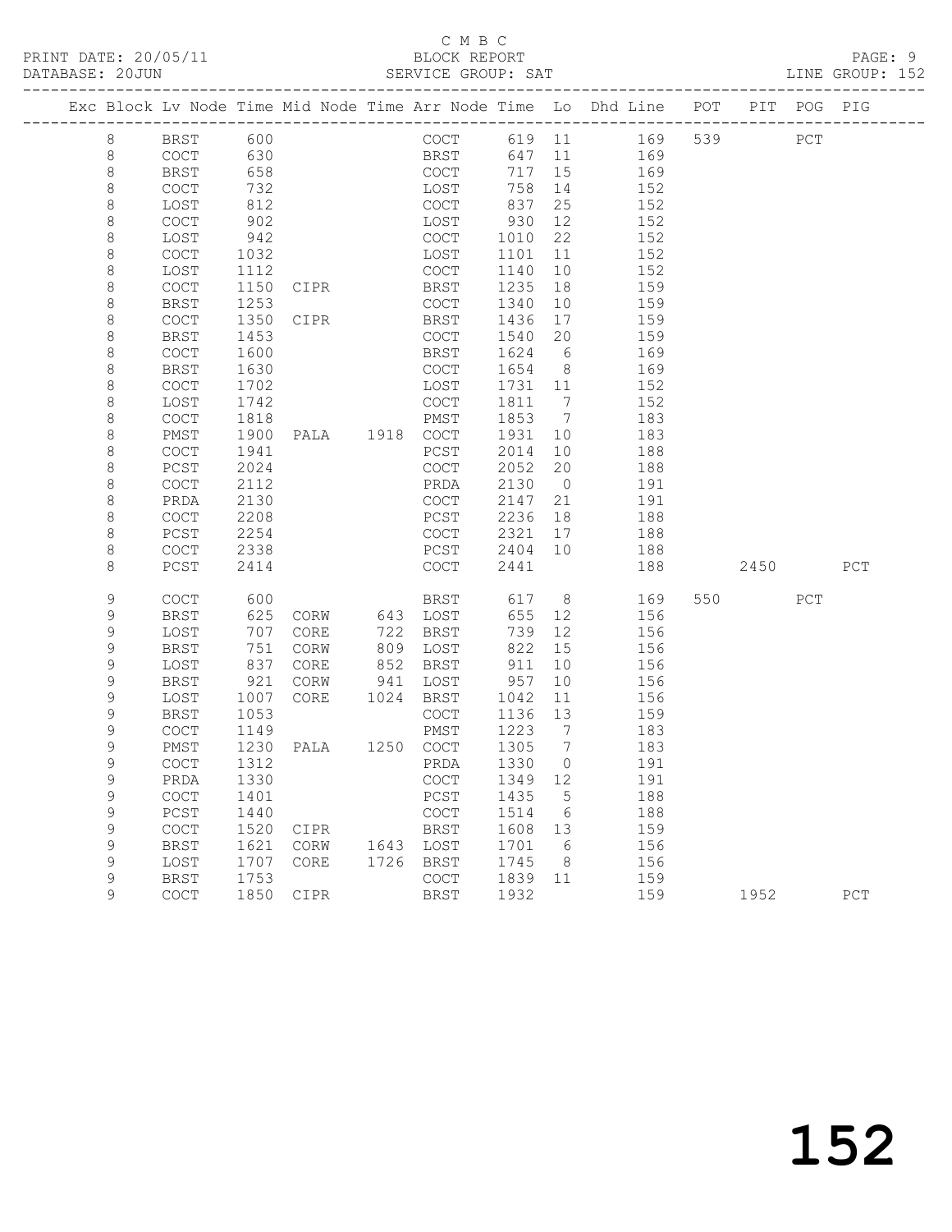C M B C
PRINT DATE: 20/05/11 BLOCK REPORT
DATABASE: 20JUN SERVICE GROUP: SAT LINE GROUP: 152

| Exc | Block | Lv | Node | Time | Mid Node | Time | Arr Node | Time | Lo | Dhd Line | POT | PIT | POG | PIG |
|---|---|---|---|---|---|---|---|---|---|---|---|---|---|---|
| | 8 | | BRST | 600 | | | COCT | 619 | 11 | 169 | 539 | | PCT | |
| | 8 | | COCT | 630 | | | BRST | 647 | 11 | 169 | | | | |
| | 8 | | BRST | 658 | | | COCT | 717 | 15 | 169 | | | | |
| | 8 | | COCT | 732 | | | LOST | 758 | 14 | 152 | | | | |
| | 8 | | LOST | 812 | | | COCT | 837 | 25 | 152 | | | | |
| | 8 | | COCT | 902 | | | LOST | 930 | 12 | 152 | | | | |
| | 8 | | LOST | 942 | | | COCT | 1010 | 22 | 152 | | | | |
| | 8 | | COCT | 1032 | | | LOST | 1101 | 11 | 152 | | | | |
| | 8 | | LOST | 1112 | | | COCT | 1140 | 10 | 152 | | | | |
| | 8 | | COCT | 1150 | CIPR | | BRST | 1235 | 18 | 159 | | | | |
| | 8 | | BRST | 1253 | | | COCT | 1340 | 10 | 159 | | | | |
| | 8 | | COCT | 1350 | CIPR | | BRST | 1436 | 17 | 159 | | | | |
| | 8 | | BRST | 1453 | | | COCT | 1540 | 20 | 159 | | | | |
| | 8 | | COCT | 1600 | | | BRST | 1624 | 6 | 169 | | | | |
| | 8 | | BRST | 1630 | | | COCT | 1654 | 8 | 169 | | | | |
| | 8 | | COCT | 1702 | | | LOST | 1731 | 11 | 152 | | | | |
| | 8 | | LOST | 1742 | | | COCT | 1811 | 7 | 152 | | | | |
| | 8 | | COCT | 1818 | | | PMST | 1853 | 7 | 183 | | | | |
| | 8 | | PMST | 1900 | PALA | 1918 | COCT | 1931 | 10 | 183 | | | | |
| | 8 | | COCT | 1941 | | | PCST | 2014 | 10 | 188 | | | | |
| | 8 | | PCST | 2024 | | | COCT | 2052 | 20 | 188 | | | | |
| | 8 | | COCT | 2112 | | | PRDA | 2130 | 0 | 191 | | | | |
| | 8 | | PRDA | 2130 | | | COCT | 2147 | 21 | 191 | | | | |
| | 8 | | COCT | 2208 | | | PCST | 2236 | 18 | 188 | | | | |
| | 8 | | PCST | 2254 | | | COCT | 2321 | 17 | 188 | | | | |
| | 8 | | COCT | 2338 | | | PCST | 2404 | 10 | 188 | | | | |
| | 8 | | PCST | 2414 | | | COCT | 2441 | | 188 | | 2450 | | PCT |
| | 9 | | COCT | 600 | | | BRST | 617 | 8 | 169 | 550 | | PCT | |
| | 9 | | BRST | 625 | CORW | 643 | LOST | 655 | 12 | 156 | | | | |
| | 9 | | LOST | 707 | CORE | 722 | BRST | 739 | 12 | 156 | | | | |
| | 9 | | BRST | 751 | CORW | 809 | LOST | 822 | 15 | 156 | | | | |
| | 9 | | LOST | 837 | CORE | 852 | BRST | 911 | 10 | 156 | | | | |
| | 9 | | BRST | 921 | CORW | 941 | LOST | 957 | 10 | 156 | | | | |
| | 9 | | LOST | 1007 | CORE | 1024 | BRST | 1042 | 11 | 156 | | | | |
| | 9 | | BRST | 1053 | | | COCT | 1136 | 13 | 159 | | | | |
| | 9 | | COCT | 1149 | | | PMST | 1223 | 7 | 183 | | | | |
| | 9 | | PMST | 1230 | PALA | 1250 | COCT | 1305 | 7 | 183 | | | | |
| | 9 | | COCT | 1312 | | | PRDA | 1330 | 0 | 191 | | | | |
| | 9 | | PRDA | 1330 | | | COCT | 1349 | 12 | 191 | | | | |
| | 9 | | COCT | 1401 | | | PCST | 1435 | 5 | 188 | | | | |
| | 9 | | PCST | 1440 | | | COCT | 1514 | 6 | 188 | | | | |
| | 9 | | COCT | 1520 | CIPR | | BRST | 1608 | 13 | 159 | | | | |
| | 9 | | BRST | 1621 | CORW | 1643 | LOST | 1701 | 6 | 156 | | | | |
| | 9 | | LOST | 1707 | CORE | 1726 | BRST | 1745 | 8 | 156 | | | | |
| | 9 | | BRST | 1753 | | | COCT | 1839 | 11 | 159 | | | | |
| | 9 | | COCT | 1850 | CIPR | | BRST | 1932 | | 159 | | 1952 | | PCT |

# 152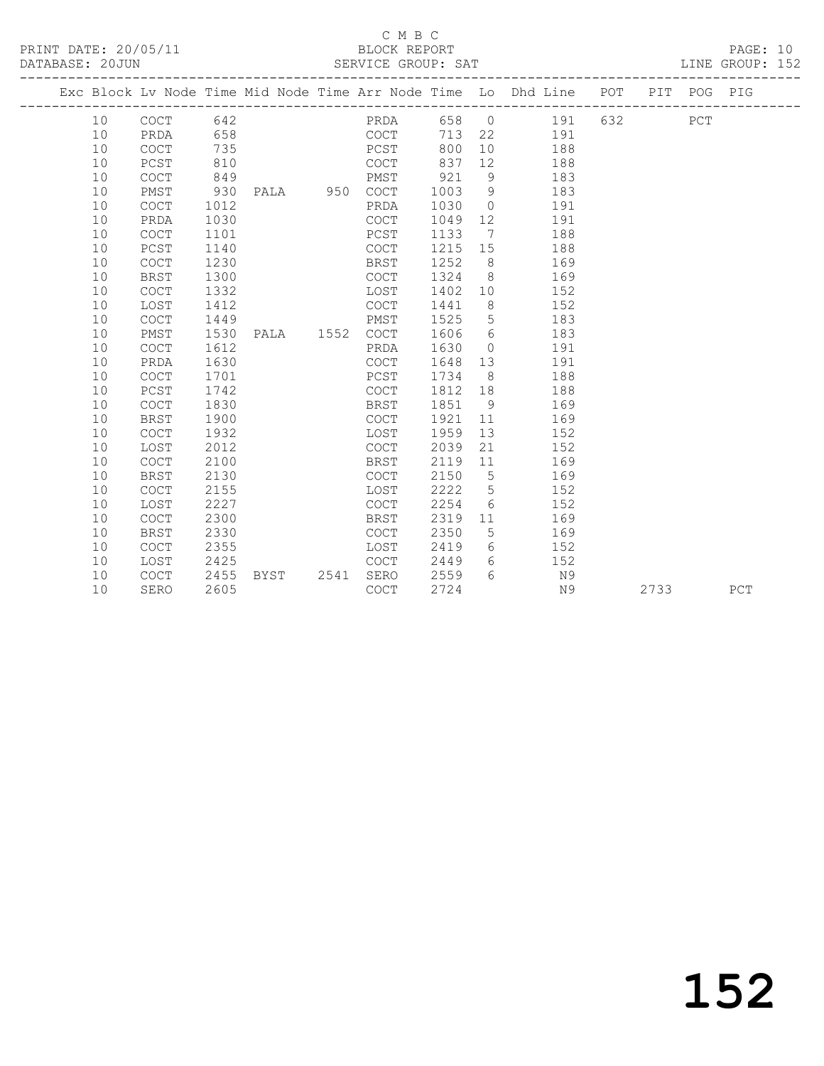C M B C

PRINT DATE: 20/05/11 BLOCK REPORT PAGE: 10
DATABASE: 20JUN SERVICE GROUP: SAT LINE GROUP: 152

| Exc | Block | Lv | Node | Time | Mid Node | Time | Arr Node | Time | Lo | Dhd Line | POT | PIT | POG | PIG |
|---|---|---|---|---|---|---|---|---|---|---|---|---|---|---|
| | 10 | | COCT | 642 | | | PRDA | 658 | 0 | 191 | 632 | | PCT | |
| | 10 | | PRDA | 658 | | | COCT | 713 | 22 | 191 | | | | |
| | 10 | | COCT | 735 | | | PCST | 800 | 10 | 188 | | | | |
| | 10 | | PCST | 810 | | | COCT | 837 | 12 | 188 | | | | |
| | 10 | | COCT | 849 | | | PMST | 921 | 9 | 183 | | | | |
| | 10 | | PMST | 930 | PALA | 950 | COCT | 1003 | 9 | 183 | | | | |
| | 10 | | COCT | 1012 | | | PRDA | 1030 | 0 | 191 | | | | |
| | 10 | | PRDA | 1030 | | | COCT | 1049 | 12 | 191 | | | | |
| | 10 | | COCT | 1101 | | | PCST | 1133 | 7 | 188 | | | | |
| | 10 | | PCST | 1140 | | | COCT | 1215 | 15 | 188 | | | | |
| | 10 | | COCT | 1230 | | | BRST | 1252 | 8 | 169 | | | | |
| | 10 | | BRST | 1300 | | | COCT | 1324 | 8 | 169 | | | | |
| | 10 | | COCT | 1332 | | | LOST | 1402 | 10 | 152 | | | | |
| | 10 | | LOST | 1412 | | | COCT | 1441 | 8 | 152 | | | | |
| | 10 | | COCT | 1449 | | | PMST | 1525 | 5 | 183 | | | | |
| | 10 | | PMST | 1530 | PALA | 1552 | COCT | 1606 | 6 | 183 | | | | |
| | 10 | | COCT | 1612 | | | PRDA | 1630 | 0 | 191 | | | | |
| | 10 | | PRDA | 1630 | | | COCT | 1648 | 13 | 191 | | | | |
| | 10 | | COCT | 1701 | | | PCST | 1734 | 8 | 188 | | | | |
| | 10 | | PCST | 1742 | | | COCT | 1812 | 18 | 188 | | | | |
| | 10 | | COCT | 1830 | | | BRST | 1851 | 9 | 169 | | | | |
| | 10 | | BRST | 1900 | | | COCT | 1921 | 11 | 169 | | | | |
| | 10 | | COCT | 1932 | | | LOST | 1959 | 13 | 152 | | | | |
| | 10 | | LOST | 2012 | | | COCT | 2039 | 21 | 152 | | | | |
| | 10 | | COCT | 2100 | | | BRST | 2119 | 11 | 169 | | | | |
| | 10 | | BRST | 2130 | | | COCT | 2150 | 5 | 169 | | | | |
| | 10 | | COCT | 2155 | | | LOST | 2222 | 5 | 152 | | | | |
| | 10 | | LOST | 2227 | | | COCT | 2254 | 6 | 152 | | | | |
| | 10 | | COCT | 2300 | | | BRST | 2319 | 11 | 169 | | | | |
| | 10 | | BRST | 2330 | | | COCT | 2350 | 5 | 169 | | | | |
| | 10 | | COCT | 2355 | | | LOST | 2419 | 6 | 152 | | | | |
| | 10 | | LOST | 2425 | | | COCT | 2449 | 6 | 152 | | | | |
| | 10 | | COCT | 2455 | BYST | 2541 | SERO | 2559 | 6 | N9 | | | | |
| | 10 | | SERO | 2605 | | | COCT | 2724 | | N9 | | 2733 | | PCT |

152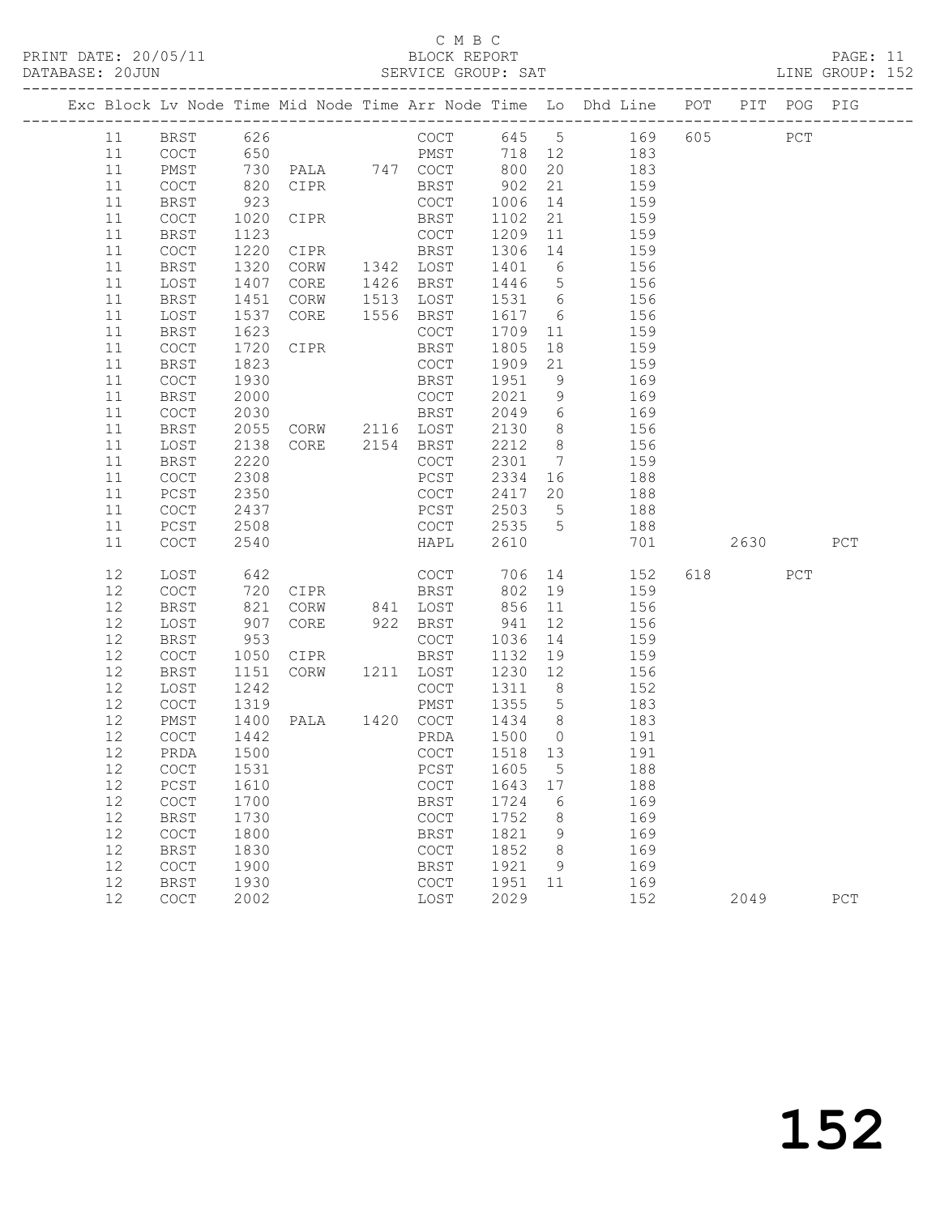C M B C

BLOCK REPORT

SERVICE GROUP: SAT

LINE GROUP: 152

| Exc | Block | Lv | Node | Time | Mid Node | Time | Arr Node | Time | Lo | Dhd Line | POT | PIT | POG | PIG |
|---|---|---|---|---|---|---|---|---|---|---|---|---|---|---|
| | 11 | | BRST | 626 | | | COCT | 645 | 5 | 169 | 605 | | PCT | |
| | 11 | | COCT | 650 | | | PMST | 718 | 12 | 183 | | | | |
| | 11 | | PMST | 730 | PALA | 747 | COCT | 800 | 20 | 183 | | | | |
| | 11 | | COCT | 820 | CIPR | | BRST | 902 | 21 | 159 | | | | |
| | 11 | | BRST | 923 | | | COCT | 1006 | 14 | 159 | | | | |
| | 11 | | COCT | 1020 | CIPR | | BRST | 1102 | 21 | 159 | | | | |
| | 11 | | BRST | 1123 | | | COCT | 1209 | 11 | 159 | | | | |
| | 11 | | COCT | 1220 | CIPR | | BRST | 1306 | 14 | 159 | | | | |
| | 11 | | BRST | 1320 | CORW | 1342 | LOST | 1401 | 6 | 156 | | | | |
| | 11 | | LOST | 1407 | CORE | 1426 | BRST | 1446 | 5 | 156 | | | | |
| | 11 | | BRST | 1451 | CORW | 1513 | LOST | 1531 | 6 | 156 | | | | |
| | 11 | | LOST | 1537 | CORE | 1556 | BRST | 1617 | 6 | 156 | | | | |
| | 11 | | BRST | 1623 | | | COCT | 1709 | 11 | 159 | | | | |
| | 11 | | COCT | 1720 | CIPR | | BRST | 1805 | 18 | 159 | | | | |
| | 11 | | BRST | 1823 | | | COCT | 1909 | 21 | 159 | | | | |
| | 11 | | COCT | 1930 | | | BRST | 1951 | 9 | 169 | | | | |
| | 11 | | BRST | 2000 | | | COCT | 2021 | 9 | 169 | | | | |
| | 11 | | COCT | 2030 | | | BRST | 2049 | 6 | 169 | | | | |
| | 11 | | BRST | 2055 | CORW | 2116 | LOST | 2130 | 8 | 156 | | | | |
| | 11 | | LOST | 2138 | CORE | 2154 | BRST | 2212 | 8 | 156 | | | | |
| | 11 | | BRST | 2220 | | | COCT | 2301 | 7 | 159 | | | | |
| | 11 | | COCT | 2308 | | | PCST | 2334 | 16 | 188 | | | | |
| | 11 | | PCST | 2350 | | | COCT | 2417 | 20 | 188 | | | | |
| | 11 | | COCT | 2437 | | | PCST | 2503 | 5 | 188 | | | | |
| | 11 | | PCST | 2508 | | | COCT | 2535 | 5 | 188 | | | | |
| | 11 | | COCT | 2540 | | | HAPL | 2610 | | 701 | | 2630 | | PCT |
| | 12 | | LOST | 642 | | | COCT | 706 | 14 | 152 | 618 | | PCT | |
| | 12 | | COCT | 720 | CIPR | | BRST | 802 | 19 | 159 | | | | |
| | 12 | | BRST | 821 | CORW | 841 | LOST | 856 | 11 | 156 | | | | |
| | 12 | | LOST | 907 | CORE | 922 | BRST | 941 | 12 | 156 | | | | |
| | 12 | | BRST | 953 | | | COCT | 1036 | 14 | 159 | | | | |
| | 12 | | COCT | 1050 | CIPR | | BRST | 1132 | 19 | 159 | | | | |
| | 12 | | BRST | 1151 | CORW | 1211 | LOST | 1230 | 12 | 156 | | | | |
| | 12 | | LOST | 1242 | | | COCT | 1311 | 8 | 152 | | | | |
| | 12 | | COCT | 1319 | | | PMST | 1355 | 5 | 183 | | | | |
| | 12 | | PMST | 1400 | PALA | 1420 | COCT | 1434 | 8 | 183 | | | | |
| | 12 | | COCT | 1442 | | | PRDA | 1500 | 0 | 191 | | | | |
| | 12 | | PRDA | 1500 | | | COCT | 1518 | 13 | 191 | | | | |
| | 12 | | COCT | 1531 | | | PCST | 1605 | 5 | 188 | | | | |
| | 12 | | PCST | 1610 | | | COCT | 1643 | 17 | 188 | | | | |
| | 12 | | COCT | 1700 | | | BRST | 1724 | 6 | 169 | | | | |
| | 12 | | BRST | 1730 | | | COCT | 1752 | 8 | 169 | | | | |
| | 12 | | COCT | 1800 | | | BRST | 1821 | 9 | 169 | | | | |
| | 12 | | BRST | 1830 | | | COCT | 1852 | 8 | 169 | | | | |
| | 12 | | COCT | 1900 | | | BRST | 1921 | 9 | 169 | | | | |
| | 12 | | BRST | 1930 | | | COCT | 1951 | 11 | 169 | | | | |
| | 12 | | COCT | 2002 | | | LOST | 2029 | | 152 | | 2049 | | PCT |

# 152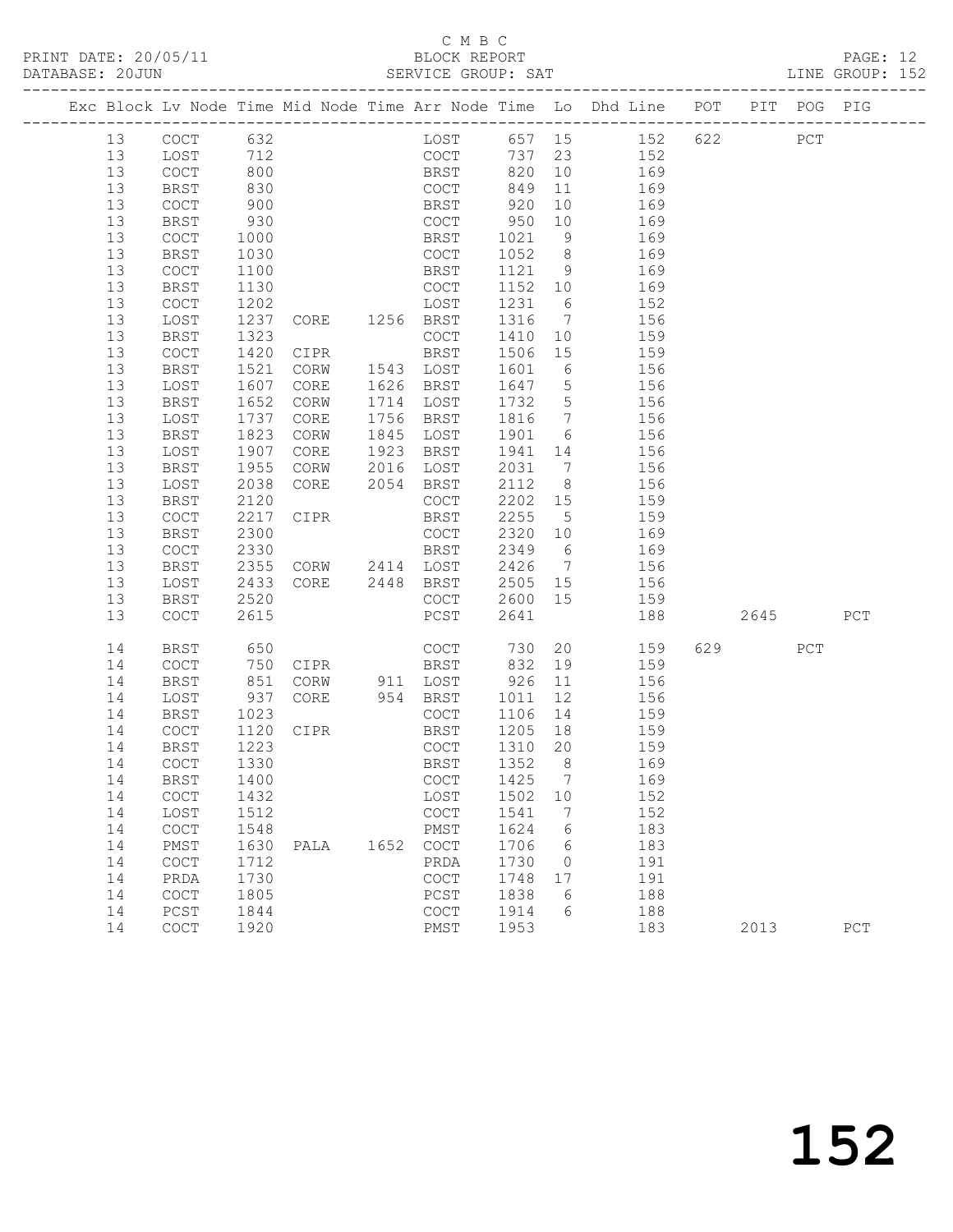C M B C

PRINT DATE: 20/05/11 BLOCK REPORT

DATABASE: 20JUN SERVICE GROUP: SAT LINE GROUP: 152

| Exc | Block | Lv | Node | Time | Mid Node | Time | Arr Node | Time | Lo | Dhd Line | POT | PIT | POG | PIG |
|---|---|---|---|---|---|---|---|---|---|---|---|---|---|---|
| | 13 | | COCT | 632 | | | LOST | 657 | 15 | 152 | 622 | | PCT | |
| | 13 | | LOST | 712 | | | COCT | 737 | 23 | 152 | | | | |
| | 13 | | COCT | 800 | | | BRST | 820 | 10 | 169 | | | | |
| | 13 | | BRST | 830 | | | COCT | 849 | 11 | 169 | | | | |
| | 13 | | COCT | 900 | | | BRST | 920 | 10 | 169 | | | | |
| | 13 | | BRST | 930 | | | COCT | 950 | 10 | 169 | | | | |
| | 13 | | COCT | 1000 | | | BRST | 1021 | 9 | 169 | | | | |
| | 13 | | BRST | 1030 | | | COCT | 1052 | 8 | 169 | | | | |
| | 13 | | COCT | 1100 | | | BRST | 1121 | 9 | 169 | | | | |
| | 13 | | BRST | 1130 | | | COCT | 1152 | 10 | 169 | | | | |
| | 13 | | COCT | 1202 | | | LOST | 1231 | 6 | 152 | | | | |
| | 13 | | LOST | 1237 | CORE | 1256 | BRST | 1316 | 7 | 156 | | | | |
| | 13 | | BRST | 1323 | | | COCT | 1410 | 10 | 159 | | | | |
| | 13 | | COCT | 1420 | CIPR | | BRST | 1506 | 15 | 159 | | | | |
| | 13 | | BRST | 1521 | CORW | 1543 | LOST | 1601 | 6 | 156 | | | | |
| | 13 | | LOST | 1607 | CORE | 1626 | BRST | 1647 | 5 | 156 | | | | |
| | 13 | | BRST | 1652 | CORW | 1714 | LOST | 1732 | 5 | 156 | | | | |
| | 13 | | LOST | 1737 | CORE | 1756 | BRST | 1816 | 7 | 156 | | | | |
| | 13 | | BRST | 1823 | CORW | 1845 | LOST | 1901 | 6 | 156 | | | | |
| | 13 | | LOST | 1907 | CORE | 1923 | BRST | 1941 | 14 | 156 | | | | |
| | 13 | | BRST | 1955 | CORW | 2016 | LOST | 2031 | 7 | 156 | | | | |
| | 13 | | LOST | 2038 | CORE | 2054 | BRST | 2112 | 8 | 156 | | | | |
| | 13 | | BRST | 2120 | | | COCT | 2202 | 15 | 159 | | | | |
| | 13 | | COCT | 2217 | CIPR | | BRST | 2255 | 5 | 159 | | | | |
| | 13 | | BRST | 2300 | | | COCT | 2320 | 10 | 169 | | | | |
| | 13 | | COCT | 2330 | | | BRST | 2349 | 6 | 169 | | | | |
| | 13 | | BRST | 2355 | CORW | 2414 | LOST | 2426 | 7 | 156 | | | | |
| | 13 | | LOST | 2433 | CORE | 2448 | BRST | 2505 | 15 | 156 | | | | |
| | 13 | | BRST | 2520 | | | COCT | 2600 | 15 | 159 | | | | |
| | 13 | | COCT | 2615 | | | PCST | 2641 | | 188 | | 2645 | | PCT |
| | 14 | | BRST | 650 | | | COCT | 730 | 20 | 159 | 629 | | PCT | |
| | 14 | | COCT | 750 | CIPR | | BRST | 832 | 19 | 159 | | | | |
| | 14 | | BRST | 851 | CORW | 911 | LOST | 926 | 11 | 156 | | | | |
| | 14 | | LOST | 937 | CORE | 954 | BRST | 1011 | 12 | 156 | | | | |
| | 14 | | BRST | 1023 | | | COCT | 1106 | 14 | 159 | | | | |
| | 14 | | COCT | 1120 | CIPR | | BRST | 1205 | 18 | 159 | | | | |
| | 14 | | BRST | 1223 | | | COCT | 1310 | 20 | 159 | | | | |
| | 14 | | COCT | 1330 | | | BRST | 1352 | 8 | 169 | | | | |
| | 14 | | BRST | 1400 | | | COCT | 1425 | 7 | 169 | | | | |
| | 14 | | COCT | 1432 | | | LOST | 1502 | 10 | 152 | | | | |
| | 14 | | LOST | 1512 | | | COCT | 1541 | 7 | 152 | | | | |
| | 14 | | COCT | 1548 | | | PMST | 1624 | 6 | 183 | | | | |
| | 14 | | PMST | 1630 | PALA | 1652 | COCT | 1706 | 6 | 183 | | | | |
| | 14 | | COCT | 1712 | | | PRDA | 1730 | 0 | 191 | | | | |
| | 14 | | PRDA | 1730 | | | COCT | 1748 | 17 | 191 | | | | |
| | 14 | | COCT | 1805 | | | PCST | 1838 | 6 | 188 | | | | |
| | 14 | | PCST | 1844 | | | COCT | 1914 | 6 | 188 | | | | |
| | 14 | | COCT | 1920 | | | PMST | 1953 | | 183 | | 2013 | | PCT |

152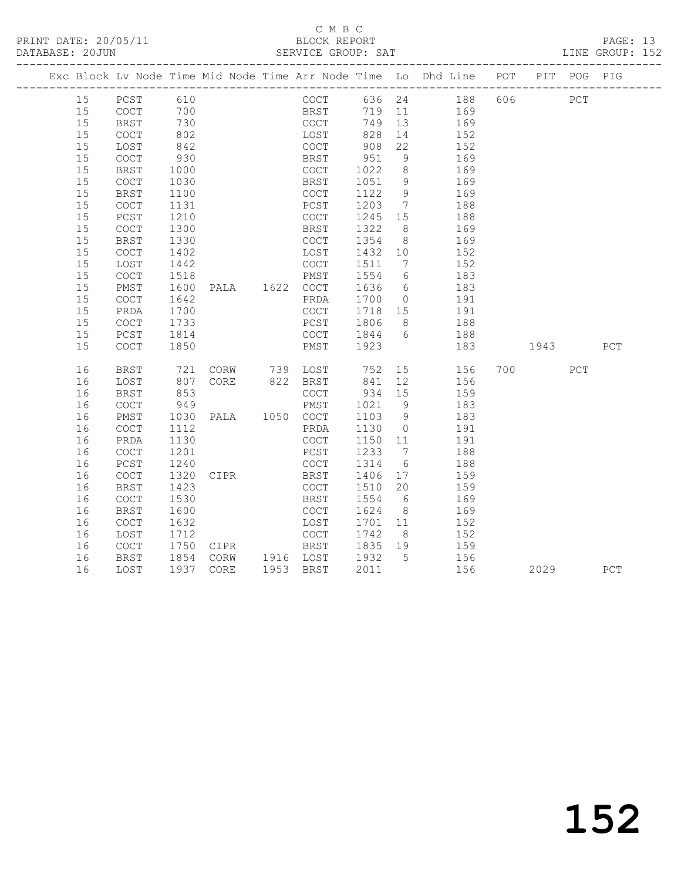C M B C

PRINT DATE: 20/05/11 BLOCK REPORT
DATABASE: 20JUN SERVICE GROUP: SAT LINE GROUP: 152

| Exc | Block | Lv | Node | Time | Mid Node | Time | Arr Node | Time | Lo | Dhd Line | POT | PIT | POG | PIG |
|---|---|---|---|---|---|---|---|---|---|---|---|---|---|---|
| | 15 | | PCST | 610 | | | COCT | 636 | 24 | 188 | 606 | | PCT | |
| | 15 | | COCT | 700 | | | BRST | 719 | 11 | 169 | | | | |
| | 15 | | BRST | 730 | | | COCT | 749 | 13 | 169 | | | | |
| | 15 | | COCT | 802 | | | LOST | 828 | 14 | 152 | | | | |
| | 15 | | LOST | 842 | | | COCT | 908 | 22 | 152 | | | | |
| | 15 | | COCT | 930 | | | BRST | 951 | 9 | 169 | | | | |
| | 15 | | BRST | 1000 | | | COCT | 1022 | 8 | 169 | | | | |
| | 15 | | COCT | 1030 | | | BRST | 1051 | 9 | 169 | | | | |
| | 15 | | BRST | 1100 | | | COCT | 1122 | 9 | 169 | | | | |
| | 15 | | COCT | 1131 | | | PCST | 1203 | 7 | 188 | | | | |
| | 15 | | PCST | 1210 | | | COCT | 1245 | 15 | 188 | | | | |
| | 15 | | COCT | 1300 | | | BRST | 1322 | 8 | 169 | | | | |
| | 15 | | BRST | 1330 | | | COCT | 1354 | 8 | 169 | | | | |
| | 15 | | COCT | 1402 | | | LOST | 1432 | 10 | 152 | | | | |
| | 15 | | LOST | 1442 | | | COCT | 1511 | 7 | 152 | | | | |
| | 15 | | COCT | 1518 | | | PMST | 1554 | 6 | 183 | | | | |
| | 15 | | PMST | 1600 | PALA | 1622 | COCT | 1636 | 6 | 183 | | | | |
| | 15 | | COCT | 1642 | | | PRDA | 1700 | 0 | 191 | | | | |
| | 15 | | PRDA | 1700 | | | COCT | 1718 | 15 | 191 | | | | |
| | 15 | | COCT | 1733 | | | PCST | 1806 | 8 | 188 | | | | |
| | 15 | | PCST | 1814 | | | COCT | 1844 | 6 | 188 | | | | |
| | 15 | | COCT | 1850 | | | PMST | 1923 | | 183 | | 1943 | | PCT |
| | 16 | | BRST | 721 | CORW | 739 | LOST | 752 | 15 | 156 | 700 | | PCT | |
| | 16 | | LOST | 807 | CORE | 822 | BRST | 841 | 12 | 156 | | | | |
| | 16 | | BRST | 853 | | | COCT | 934 | 15 | 159 | | | | |
| | 16 | | COCT | 949 | | | PMST | 1021 | 9 | 183 | | | | |
| | 16 | | PMST | 1030 | PALA | 1050 | COCT | 1103 | 9 | 183 | | | | |
| | 16 | | COCT | 1112 | | | PRDA | 1130 | 0 | 191 | | | | |
| | 16 | | PRDA | 1130 | | | COCT | 1150 | 11 | 191 | | | | |
| | 16 | | COCT | 1201 | | | PCST | 1233 | 7 | 188 | | | | |
| | 16 | | PCST | 1240 | | | COCT | 1314 | 6 | 188 | | | | |
| | 16 | | COCT | 1320 | CIPR | | BRST | 1406 | 17 | 159 | | | | |
| | 16 | | BRST | 1423 | | | COCT | 1510 | 20 | 159 | | | | |
| | 16 | | COCT | 1530 | | | BRST | 1554 | 6 | 169 | | | | |
| | 16 | | BRST | 1600 | | | COCT | 1624 | 8 | 169 | | | | |
| | 16 | | COCT | 1632 | | | LOST | 1701 | 11 | 152 | | | | |
| | 16 | | LOST | 1712 | | | COCT | 1742 | 8 | 152 | | | | |
| | 16 | | COCT | 1750 | CIPR | | BRST | 1835 | 19 | 159 | | | | |
| | 16 | | BRST | 1854 | CORW | 1916 | LOST | 1932 | 5 | 156 | | | | |
| | 16 | | LOST | 1937 | CORE | 1953 | BRST | 2011 | | 156 | | 2029 | | PCT |

152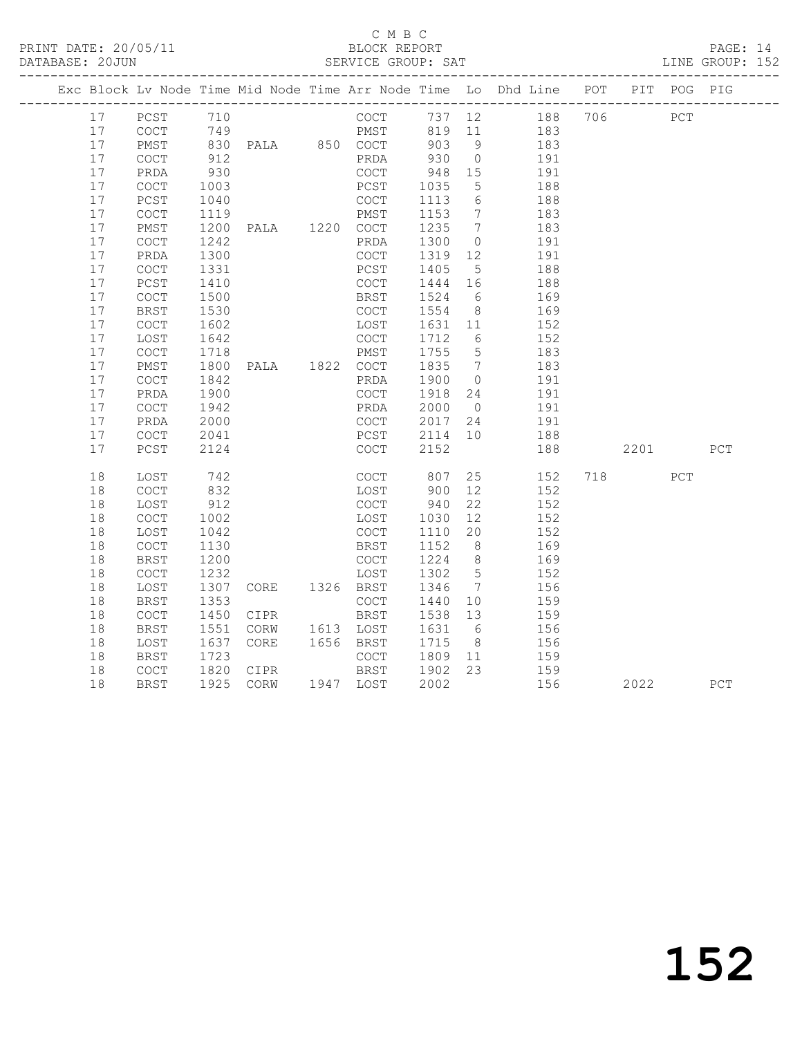C M B C

BLOCK REPORT

SERVICE GROUP: SAT

PRINT DATE: 20/05/11
DATABASE: 20JUN

LINE GROUP: 152

| Exc | Block | Lv Node | Time | Mid Node | Time | Arr Node | Time | Lo | Dhd Line | POT | PIT | POG | PIG |
|---|---|---|---|---|---|---|---|---|---|---|---|---|---|
| | 17 | PCST | 710 | | | COCT | 737 | 12 | 188 | 706 | | PCT | |
| | 17 | COCT | 749 | | | PMST | 819 | 11 | 183 | | | | |
| | 17 | PMST | 830 | PALA | 850 | COCT | 903 | 9 | 183 | | | | |
| | 17 | COCT | 912 | | | PRDA | 930 | 0 | 191 | | | | |
| | 17 | PRDA | 930 | | | COCT | 948 | 15 | 191 | | | | |
| | 17 | COCT | 1003 | | | PCST | 1035 | 5 | 188 | | | | |
| | 17 | PCST | 1040 | | | COCT | 1113 | 6 | 188 | | | | |
| | 17 | COCT | 1119 | | | PMST | 1153 | 7 | 183 | | | | |
| | 17 | PMST | 1200 | PALA | 1220 | COCT | 1235 | 7 | 183 | | | | |
| | 17 | COCT | 1242 | | | PRDA | 1300 | 0 | 191 | | | | |
| | 17 | PRDA | 1300 | | | COCT | 1319 | 12 | 191 | | | | |
| | 17 | COCT | 1331 | | | PCST | 1405 | 5 | 188 | | | | |
| | 17 | PCST | 1410 | | | COCT | 1444 | 16 | 188 | | | | |
| | 17 | COCT | 1500 | | | BRST | 1524 | 6 | 169 | | | | |
| | 17 | BRST | 1530 | | | COCT | 1554 | 8 | 169 | | | | |
| | 17 | COCT | 1602 | | | LOST | 1631 | 11 | 152 | | | | |
| | 17 | LOST | 1642 | | | COCT | 1712 | 6 | 152 | | | | |
| | 17 | COCT | 1718 | | | PMST | 1755 | 5 | 183 | | | | |
| | 17 | PMST | 1800 | PALA | 1822 | COCT | 1835 | 7 | 183 | | | | |
| | 17 | COCT | 1842 | | | PRDA | 1900 | 0 | 191 | | | | |
| | 17 | PRDA | 1900 | | | COCT | 1918 | 24 | 191 | | | | |
| | 17 | COCT | 1942 | | | PRDA | 2000 | 0 | 191 | | | | |
| | 17 | PRDA | 2000 | | | COCT | 2017 | 24 | 191 | | | | |
| | 17 | COCT | 2041 | | | PCST | 2114 | 10 | 188 | | | | |
| | 17 | PCST | 2124 | | | COCT | 2152 | | 188 | | 2201 | | PCT |
| | 18 | LOST | 742 | | | COCT | 807 | 25 | 152 | 718 | | PCT | |
| | 18 | COCT | 832 | | | LOST | 900 | 12 | 152 | | | | |
| | 18 | LOST | 912 | | | COCT | 940 | 22 | 152 | | | | |
| | 18 | COCT | 1002 | | | LOST | 1030 | 12 | 152 | | | | |
| | 18 | LOST | 1042 | | | COCT | 1110 | 20 | 152 | | | | |
| | 18 | COCT | 1130 | | | BRST | 1152 | 8 | 169 | | | | |
| | 18 | BRST | 1200 | | | COCT | 1224 | 8 | 169 | | | | |
| | 18 | COCT | 1232 | | | LOST | 1302 | 5 | 152 | | | | |
| | 18 | LOST | 1307 | CORE | 1326 | BRST | 1346 | 7 | 156 | | | | |
| | 18 | BRST | 1353 | | | COCT | 1440 | 10 | 159 | | | | |
| | 18 | COCT | 1450 | CIPR | | BRST | 1538 | 13 | 159 | | | | |
| | 18 | BRST | 1551 | CORW | 1613 | LOST | 1631 | 6 | 156 | | | | |
| | 18 | LOST | 1637 | CORE | 1656 | BRST | 1715 | 8 | 156 | | | | |
| | 18 | BRST | 1723 | | | COCT | 1809 | 11 | 159 | | | | |
| | 18 | COCT | 1820 | CIPR | | BRST | 1902 | 23 | 159 | | | | |
| | 18 | BRST | 1925 | CORW | 1947 | LOST | 2002 | | 156 | | 2022 | | PCT |

152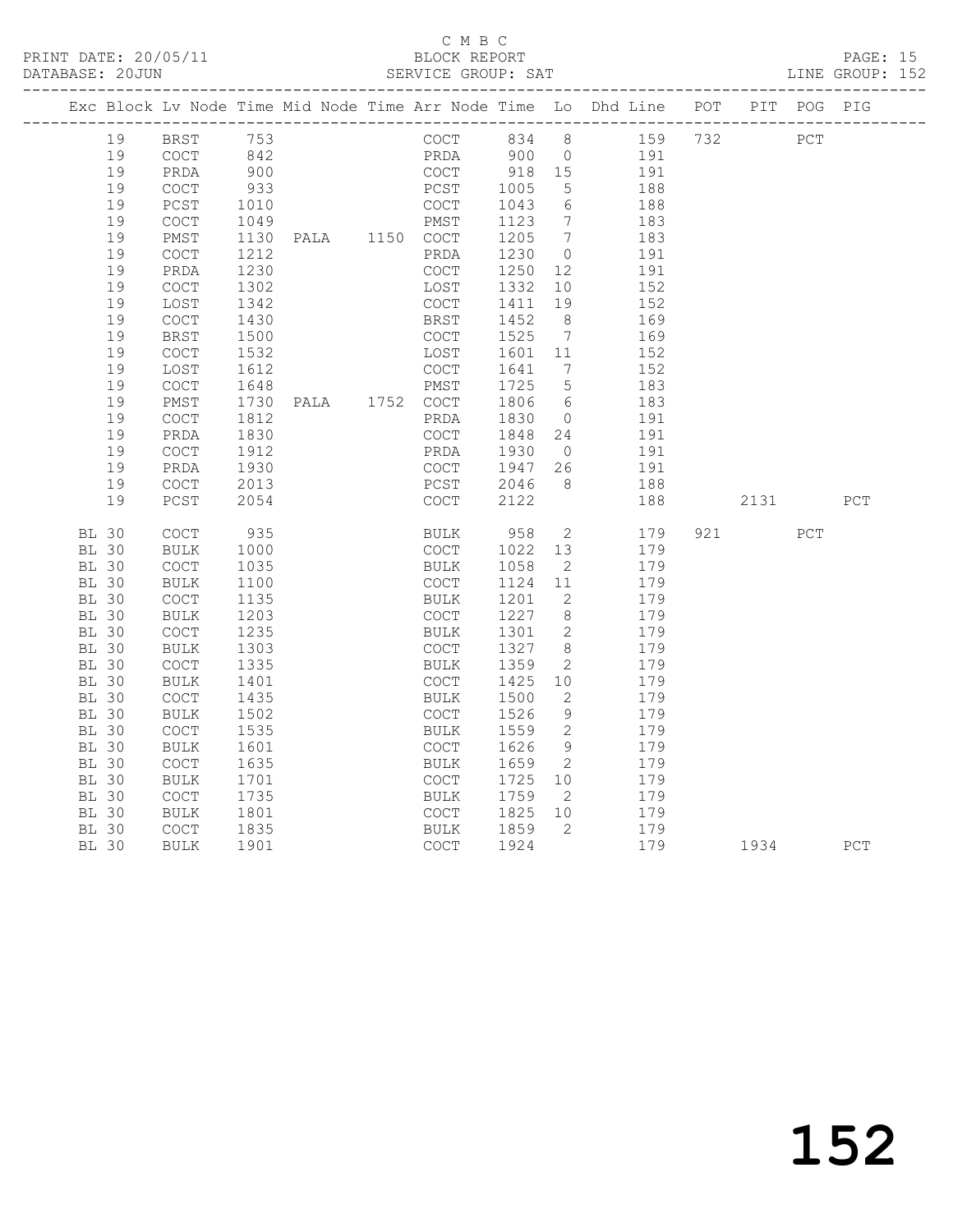C M B C

PRINT DATE: 20/05/11 BLOCK REPORT

DATABASE: 20JUN SERVICE GROUP: SAT LINE GROUP: 152

| Exc | Block | Lv | Node | Time | Mid Node | Time | Arr Node | Time | Lo | Dhd Line | POT | PIT | POG | PIG |
|---|---|---|---|---|---|---|---|---|---|---|---|---|---|---|
| | 19 | | BRST | 753 | | | COCT | 834 | 8 | 159 | 732 | | PCT | |
| | 19 | | COCT | 842 | | | PRDA | 900 | 0 | 191 | | | | |
| | 19 | | PRDA | 900 | | | COCT | 918 | 15 | 191 | | | | |
| | 19 | | COCT | 933 | | | PCST | 1005 | 5 | 188 | | | | |
| | 19 | | PCST | 1010 | | | COCT | 1043 | 6 | 188 | | | | |
| | 19 | | COCT | 1049 | | | PMST | 1123 | 7 | 183 | | | | |
| | 19 | | PMST | 1130 | PALA | 1150 | COCT | 1205 | 7 | 183 | | | | |
| | 19 | | COCT | 1212 | | | PRDA | 1230 | 0 | 191 | | | | |
| | 19 | | PRDA | 1230 | | | COCT | 1250 | 12 | 191 | | | | |
| | 19 | | COCT | 1302 | | | LOST | 1332 | 10 | 152 | | | | |
| | 19 | | LOST | 1342 | | | COCT | 1411 | 19 | 152 | | | | |
| | 19 | | COCT | 1430 | | | BRST | 1452 | 8 | 169 | | | | |
| | 19 | | BRST | 1500 | | | COCT | 1525 | 7 | 169 | | | | |
| | 19 | | COCT | 1532 | | | LOST | 1601 | 11 | 152 | | | | |
| | 19 | | LOST | 1612 | | | COCT | 1641 | 7 | 152 | | | | |
| | 19 | | COCT | 1648 | | | PMST | 1725 | 5 | 183 | | | | |
| | 19 | | PMST | 1730 | PALA | 1752 | COCT | 1806 | 6 | 183 | | | | |
| | 19 | | COCT | 1812 | | | PRDA | 1830 | 0 | 191 | | | | |
| | 19 | | PRDA | 1830 | | | COCT | 1848 | 24 | 191 | | | | |
| | 19 | | COCT | 1912 | | | PRDA | 1930 | 0 | 191 | | | | |
| | 19 | | PRDA | 1930 | | | COCT | 1947 | 26 | 191 | | | | |
| | 19 | | COCT | 2013 | | | PCST | 2046 | 8 | 188 | | | | |
| | 19 | | PCST | 2054 | | | COCT | 2122 | | 188 | | 2131 | | PCT |
| BL | 30 | | COCT | 935 | | | BULK | 958 | 2 | 179 | 921 | | PCT | |
| BL | 30 | | BULK | 1000 | | | COCT | 1022 | 13 | 179 | | | | |
| BL | 30 | | COCT | 1035 | | | BULK | 1058 | 2 | 179 | | | | |
| BL | 30 | | BULK | 1100 | | | COCT | 1124 | 11 | 179 | | | | |
| BL | 30 | | COCT | 1135 | | | BULK | 1201 | 2 | 179 | | | | |
| BL | 30 | | BULK | 1203 | | | COCT | 1227 | 8 | 179 | | | | |
| BL | 30 | | COCT | 1235 | | | BULK | 1301 | 2 | 179 | | | | |
| BL | 30 | | BULK | 1303 | | | COCT | 1327 | 8 | 179 | | | | |
| BL | 30 | | COCT | 1335 | | | BULK | 1359 | 2 | 179 | | | | |
| BL | 30 | | BULK | 1401 | | | COCT | 1425 | 10 | 179 | | | | |
| BL | 30 | | COCT | 1435 | | | BULK | 1500 | 2 | 179 | | | | |
| BL | 30 | | BULK | 1502 | | | COCT | 1526 | 9 | 179 | | | | |
| BL | 30 | | COCT | 1535 | | | BULK | 1559 | 2 | 179 | | | | |
| BL | 30 | | BULK | 1601 | | | COCT | 1626 | 9 | 179 | | | | |
| BL | 30 | | COCT | 1635 | | | BULK | 1659 | 2 | 179 | | | | |
| BL | 30 | | BULK | 1701 | | | COCT | 1725 | 10 | 179 | | | | |
| BL | 30 | | COCT | 1735 | | | BULK | 1759 | 2 | 179 | | | | |
| BL | 30 | | BULK | 1801 | | | COCT | 1825 | 10 | 179 | | | | |
| BL | 30 | | COCT | 1835 | | | BULK | 1859 | 2 | 179 | | | | |
| BL | 30 | | BULK | 1901 | | | COCT | 1924 | | 179 | | 1934 | | PCT |

152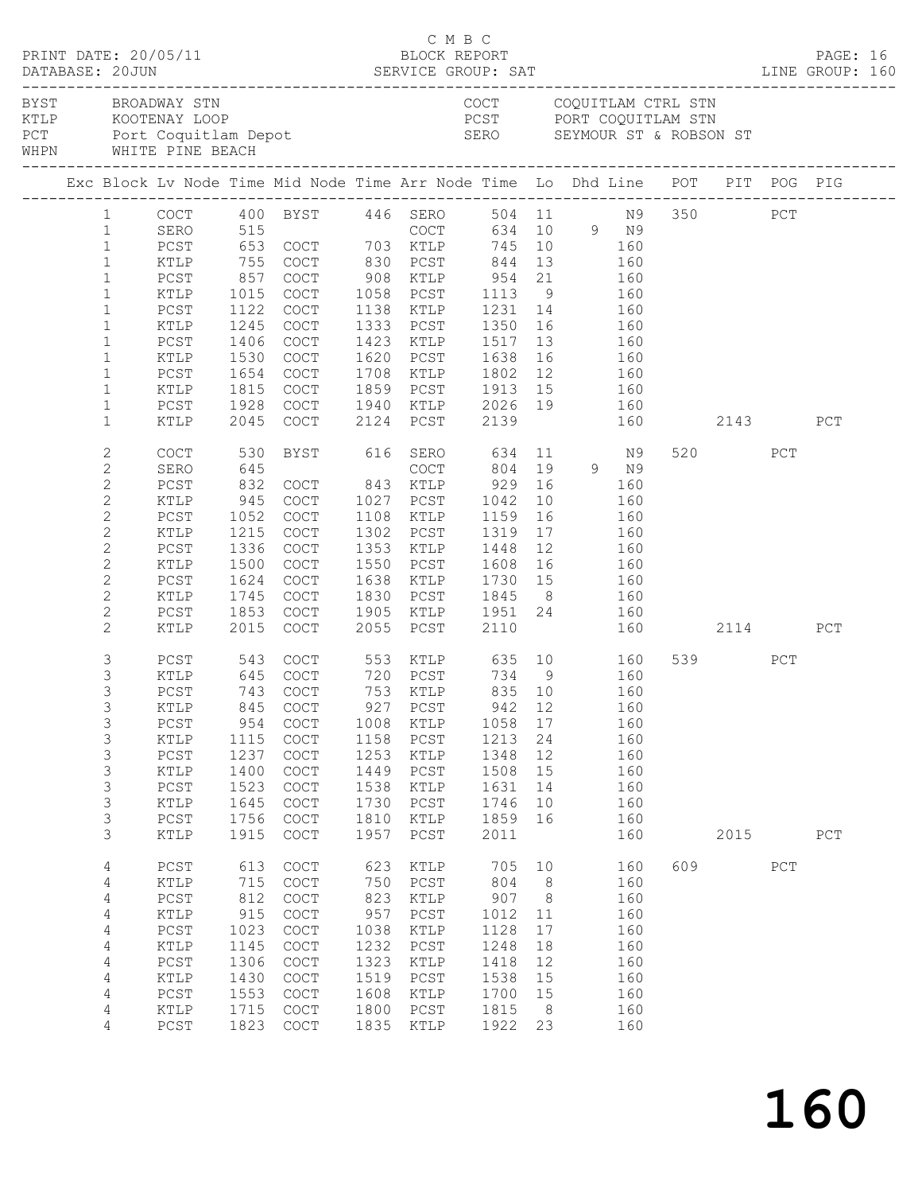C M B C
PRINT DATE: 20/05/11 BLOCK REPORT
DATABASE: 20JUN SERVICE GROUP: SAT LINE GROUP: 160

| | | | |
|---|---|---|---|
| BYST | BROADWAY STN | COCT | COQUITLAM CTRL STN |
| KTLP | KOOTENAY LOOP | PCST | PORT COQUITLAM STN |
| PCT | Port Coquitlam Depot | SERO | SEYMOUR ST & ROBSON ST |
| WHPN | WHITE PINE BEACH | | |

| Exc | Block | Lv Node | Time | Mid Node | Time | Arr Node | Time | Lo | Dhd | Line | POT | PIT | POG | PIG |
|---|---|---|---|---|---|---|---|---|---|---|---|---|---|---|
| | 1 | COCT | 400 | BYST | 446 | SERO | 504 | 11 | | N9 | 350 | | PCT | |
| | 1 | SERO | 515 | | | COCT | 634 | 10 | 9 | N9 | | | | |
| | 1 | PCST | 653 | COCT | 703 | KTLP | 745 | 10 | | 160 | | | | |
| | 1 | KTLP | 755 | COCT | 830 | PCST | 844 | 13 | | 160 | | | | |
| | 1 | PCST | 857 | COCT | 908 | KTLP | 954 | 21 | | 160 | | | | |
| | 1 | KTLP | 1015 | COCT | 1058 | PCST | 1113 | 9 | | 160 | | | | |
| | 1 | PCST | 1122 | COCT | 1138 | KTLP | 1231 | 14 | | 160 | | | | |
| | 1 | KTLP | 1245 | COCT | 1333 | PCST | 1350 | 16 | | 160 | | | | |
| | 1 | PCST | 1406 | COCT | 1423 | KTLP | 1517 | 13 | | 160 | | | | |
| | 1 | KTLP | 1530 | COCT | 1620 | PCST | 1638 | 16 | | 160 | | | | |
| | 1 | PCST | 1654 | COCT | 1708 | KTLP | 1802 | 12 | | 160 | | | | |
| | 1 | KTLP | 1815 | COCT | 1859 | PCST | 1913 | 15 | | 160 | | | | |
| | 1 | PCST | 1928 | COCT | 1940 | KTLP | 2026 | 19 | | 160 | | | | |
| | 1 | KTLP | 2045 | COCT | 2124 | PCST | 2139 | | | 160 | | 2143 | | PCT |
| | 2 | COCT | 530 | BYST | 616 | SERO | 634 | 11 | | N9 | 520 | | PCT | |
| | 2 | SERO | 645 | | | COCT | 804 | 19 | 9 | N9 | | | | |
| | 2 | PCST | 832 | COCT | 843 | KTLP | 929 | 16 | | 160 | | | | |
| | 2 | KTLP | 945 | COCT | 1027 | PCST | 1042 | 10 | | 160 | | | | |
| | 2 | PCST | 1052 | COCT | 1108 | KTLP | 1159 | 16 | | 160 | | | | |
| | 2 | KTLP | 1215 | COCT | 1302 | PCST | 1319 | 17 | | 160 | | | | |
| | 2 | PCST | 1336 | COCT | 1353 | KTLP | 1448 | 12 | | 160 | | | | |
| | 2 | KTLP | 1500 | COCT | 1550 | PCST | 1608 | 16 | | 160 | | | | |
| | 2 | PCST | 1624 | COCT | 1638 | KTLP | 1730 | 15 | | 160 | | | | |
| | 2 | KTLP | 1745 | COCT | 1830 | PCST | 1845 | 8 | | 160 | | | | |
| | 2 | PCST | 1853 | COCT | 1905 | KTLP | 1951 | 24 | | 160 | | | | |
| | 2 | KTLP | 2015 | COCT | 2055 | PCST | 2110 | | | 160 | | 2114 | | PCT |
| | 3 | PCST | 543 | COCT | 553 | KTLP | 635 | 10 | | 160 | 539 | | PCT | |
| | 3 | KTLP | 645 | COCT | 720 | PCST | 734 | 9 | | 160 | | | | |
| | 3 | PCST | 743 | COCT | 753 | KTLP | 835 | 10 | | 160 | | | | |
| | 3 | KTLP | 845 | COCT | 927 | PCST | 942 | 12 | | 160 | | | | |
| | 3 | PCST | 954 | COCT | 1008 | KTLP | 1058 | 17 | | 160 | | | | |
| | 3 | KTLP | 1115 | COCT | 1158 | PCST | 1213 | 24 | | 160 | | | | |
| | 3 | PCST | 1237 | COCT | 1253 | KTLP | 1348 | 12 | | 160 | | | | |
| | 3 | KTLP | 1400 | COCT | 1449 | PCST | 1508 | 15 | | 160 | | | | |
| | 3 | PCST | 1523 | COCT | 1538 | KTLP | 1631 | 14 | | 160 | | | | |
| | 3 | KTLP | 1645 | COCT | 1730 | PCST | 1746 | 10 | | 160 | | | | |
| | 3 | PCST | 1756 | COCT | 1810 | KTLP | 1859 | 16 | | 160 | | | | |
| | 3 | KTLP | 1915 | COCT | 1957 | PCST | 2011 | | | 160 | | 2015 | | PCT |
| | 4 | PCST | 613 | COCT | 623 | KTLP | 705 | 10 | | 160 | 609 | | PCT | |
| | 4 | KTLP | 715 | COCT | 750 | PCST | 804 | 8 | | 160 | | | | |
| | 4 | PCST | 812 | COCT | 823 | KTLP | 907 | 8 | | 160 | | | | |
| | 4 | KTLP | 915 | COCT | 957 | PCST | 1012 | 11 | | 160 | | | | |
| | 4 | PCST | 1023 | COCT | 1038 | KTLP | 1128 | 17 | | 160 | | | | |
| | 4 | KTLP | 1145 | COCT | 1232 | PCST | 1248 | 18 | | 160 | | | | |
| | 4 | PCST | 1306 | COCT | 1323 | KTLP | 1418 | 12 | | 160 | | | | |
| | 4 | KTLP | 1430 | COCT | 1519 | PCST | 1538 | 15 | | 160 | | | | |
| | 4 | PCST | 1553 | COCT | 1608 | KTLP | 1700 | 15 | | 160 | | | | |
| | 4 | KTLP | 1715 | COCT | 1800 | PCST | 1815 | 8 | | 160 | | | | |
| | 4 | PCST | 1823 | COCT | 1835 | KTLP | 1922 | 23 | | 160 | | | | |

# 160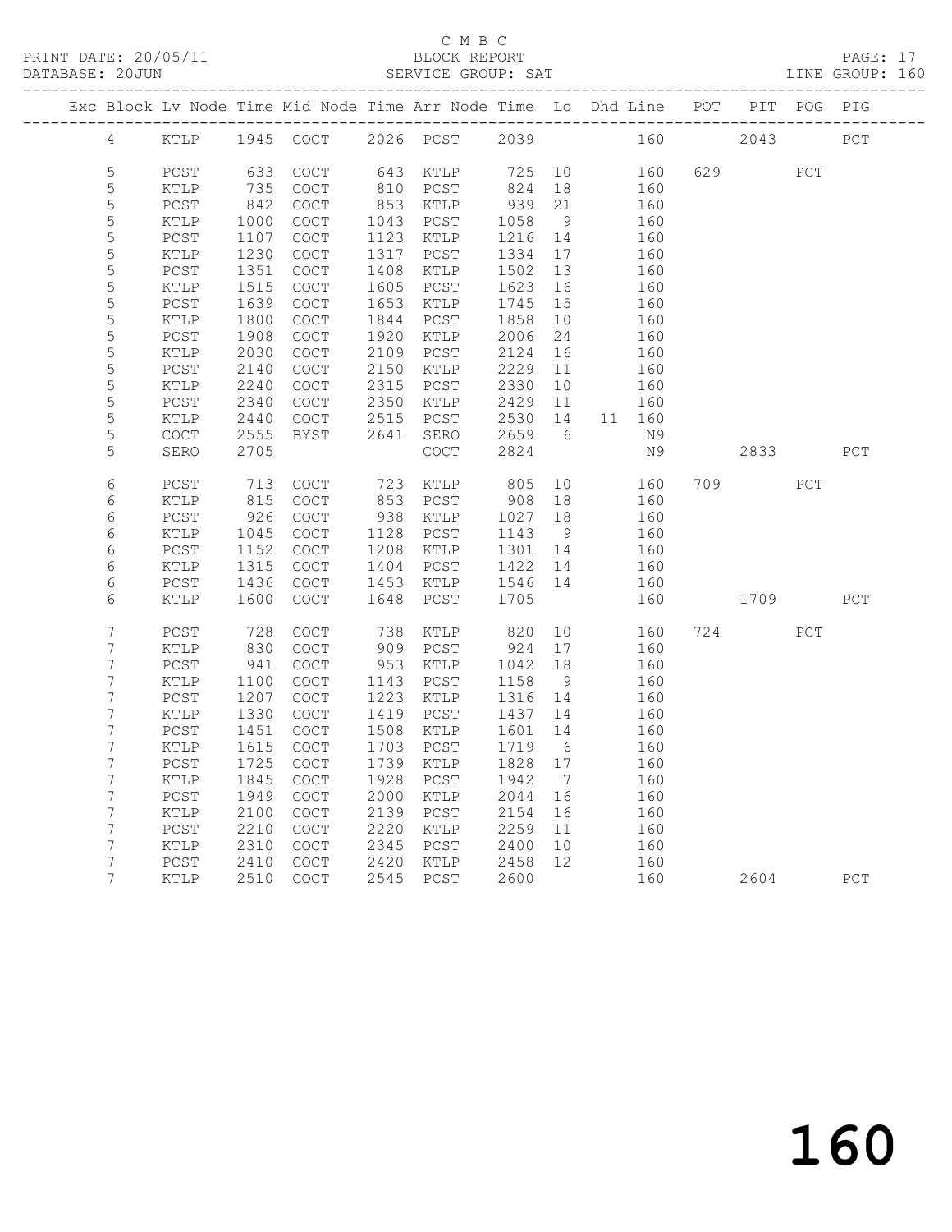C M B C
PRINT DATE: 20/05/11 BLOCK REPORT
DATABASE: 20JUN SERVICE GROUP: SAT LINE GROUP: 160

| Exc | Block | Lv | Node | Time | Mid Node | Time | Arr Node | Time | Lo | Dhd Line | POT | PIT | POG | PIG |
|---|---|---|---|---|---|---|---|---|---|---|---|---|---|---|
| | 4 | | KTLP | 1945 | COCT | 2026 | PCST | 2039 | | 160 | | 2043 | | PCT |
| | 5 | | PCST | 633 | COCT | 643 | KTLP | 725 | 10 | 160 | 629 | | PCT | |
| | 5 | | KTLP | 735 | COCT | 810 | PCST | 824 | 18 | 160 | | | | |
| | 5 | | PCST | 842 | COCT | 853 | KTLP | 939 | 21 | 160 | | | | |
| | 5 | | KTLP | 1000 | COCT | 1043 | PCST | 1058 | 9 | 160 | | | | |
| | 5 | | PCST | 1107 | COCT | 1123 | KTLP | 1216 | 14 | 160 | | | | |
| | 5 | | KTLP | 1230 | COCT | 1317 | PCST | 1334 | 17 | 160 | | | | |
| | 5 | | PCST | 1351 | COCT | 1408 | KTLP | 1502 | 13 | 160 | | | | |
| | 5 | | KTLP | 1515 | COCT | 1605 | PCST | 1623 | 16 | 160 | | | | |
| | 5 | | PCST | 1639 | COCT | 1653 | KTLP | 1745 | 15 | 160 | | | | |
| | 5 | | KTLP | 1800 | COCT | 1844 | PCST | 1858 | 10 | 160 | | | | |
| | 5 | | PCST | 1908 | COCT | 1920 | KTLP | 2006 | 24 | 160 | | | | |
| | 5 | | KTLP | 2030 | COCT | 2109 | PCST | 2124 | 16 | 160 | | | | |
| | 5 | | PCST | 2140 | COCT | 2150 | KTLP | 2229 | 11 | 160 | | | | |
| | 5 | | KTLP | 2240 | COCT | 2315 | PCST | 2330 | 10 | 160 | | | | |
| | 5 | | PCST | 2340 | COCT | 2350 | KTLP | 2429 | 11 | 160 | | | | |
| | 5 | | KTLP | 2440 | COCT | 2515 | PCST | 2530 | 14 | 11 160 | | | | |
| | 5 | | COCT | 2555 | BYST | 2641 | SERO | 2659 | 6 | N9 | | | | |
| | 5 | | SERO | 2705 | | | COCT | 2824 | | N9 | | 2833 | | PCT |
| | 6 | | PCST | 713 | COCT | 723 | KTLP | 805 | 10 | 160 | 709 | | PCT | |
| | 6 | | KTLP | 815 | COCT | 853 | PCST | 908 | 18 | 160 | | | | |
| | 6 | | PCST | 926 | COCT | 938 | KTLP | 1027 | 18 | 160 | | | | |
| | 6 | | KTLP | 1045 | COCT | 1128 | PCST | 1143 | 9 | 160 | | | | |
| | 6 | | PCST | 1152 | COCT | 1208 | KTLP | 1301 | 14 | 160 | | | | |
| | 6 | | KTLP | 1315 | COCT | 1404 | PCST | 1422 | 14 | 160 | | | | |
| | 6 | | PCST | 1436 | COCT | 1453 | KTLP | 1546 | 14 | 160 | | | | |
| | 6 | | KTLP | 1600 | COCT | 1648 | PCST | 1705 | | 160 | | 1709 | | PCT |
| | 7 | | PCST | 728 | COCT | 738 | KTLP | 820 | 10 | 160 | 724 | | PCT | |
| | 7 | | KTLP | 830 | COCT | 909 | PCST | 924 | 17 | 160 | | | | |
| | 7 | | PCST | 941 | COCT | 953 | KTLP | 1042 | 18 | 160 | | | | |
| | 7 | | KTLP | 1100 | COCT | 1143 | PCST | 1158 | 9 | 160 | | | | |
| | 7 | | PCST | 1207 | COCT | 1223 | KTLP | 1316 | 14 | 160 | | | | |
| | 7 | | KTLP | 1330 | COCT | 1419 | PCST | 1437 | 14 | 160 | | | | |
| | 7 | | PCST | 1451 | COCT | 1508 | KTLP | 1601 | 14 | 160 | | | | |
| | 7 | | KTLP | 1615 | COCT | 1703 | PCST | 1719 | 6 | 160 | | | | |
| | 7 | | PCST | 1725 | COCT | 1739 | KTLP | 1828 | 17 | 160 | | | | |
| | 7 | | KTLP | 1845 | COCT | 1928 | PCST | 1942 | 7 | 160 | | | | |
| | 7 | | PCST | 1949 | COCT | 2000 | KTLP | 2044 | 16 | 160 | | | | |
| | 7 | | KTLP | 2100 | COCT | 2139 | PCST | 2154 | 16 | 160 | | | | |
| | 7 | | PCST | 2210 | COCT | 2220 | KTLP | 2259 | 11 | 160 | | | | |
| | 7 | | KTLP | 2310 | COCT | 2345 | PCST | 2400 | 10 | 160 | | | | |
| | 7 | | PCST | 2410 | COCT | 2420 | KTLP | 2458 | 12 | 160 | | | | |
| | 7 | | KTLP | 2510 | COCT | 2545 | PCST | 2600 | | 160 | | 2604 | | PCT |

160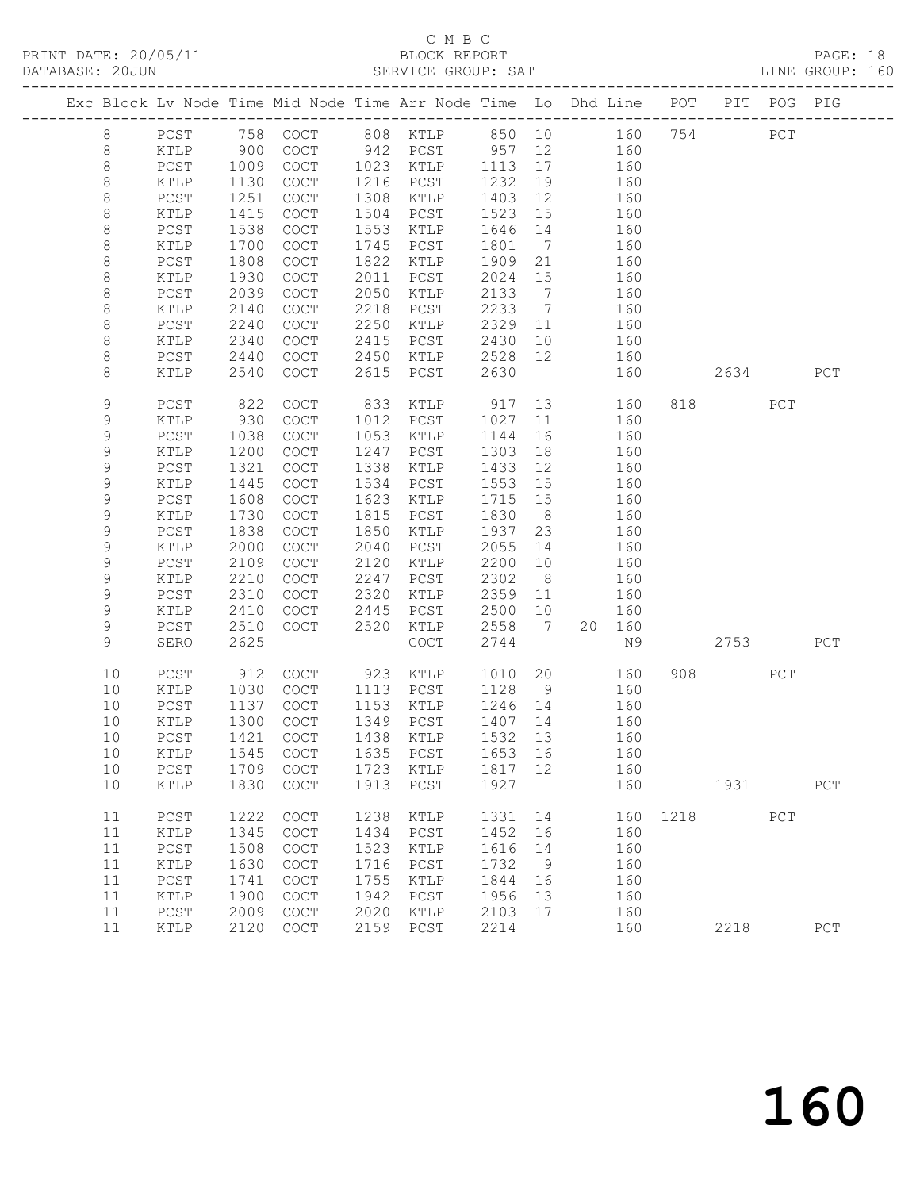C M B C

BLOCK REPORT

SERVICE GROUP: SAT

PRINT DATE: 20/05/11

DATABASE: 20JUN

LINE GROUP: 160

| Exc | Block | Lv | Node | Time | Mid Node | Time | Arr Node | Time | Lo | Dhd | Line | POT | PIT | POG | PIG |
|---|---|---|---|---|---|---|---|---|---|---|---|---|---|---|---|
| | 8 | | PCST | 758 | COCT | 808 | KTLP | 850 | 10 | | 160 | 754 | | PCT | |
| | 8 | | KTLP | 900 | COCT | 942 | PCST | 957 | 12 | | 160 | | | | |
| | 8 | | PCST | 1009 | COCT | 1023 | KTLP | 1113 | 17 | | 160 | | | | |
| | 8 | | KTLP | 1130 | COCT | 1216 | PCST | 1232 | 19 | | 160 | | | | |
| | 8 | | PCST | 1251 | COCT | 1308 | KTLP | 1403 | 12 | | 160 | | | | |
| | 8 | | KTLP | 1415 | COCT | 1504 | PCST | 1523 | 15 | | 160 | | | | |
| | 8 | | PCST | 1538 | COCT | 1553 | KTLP | 1646 | 14 | | 160 | | | | |
| | 8 | | KTLP | 1700 | COCT | 1745 | PCST | 1801 | 7 | | 160 | | | | |
| | 8 | | PCST | 1808 | COCT | 1822 | KTLP | 1909 | 21 | | 160 | | | | |
| | 8 | | KTLP | 1930 | COCT | 2011 | PCST | 2024 | 15 | | 160 | | | | |
| | 8 | | PCST | 2039 | COCT | 2050 | KTLP | 2133 | 7 | | 160 | | | | |
| | 8 | | KTLP | 2140 | COCT | 2218 | PCST | 2233 | 7 | | 160 | | | | |
| | 8 | | PCST | 2240 | COCT | 2250 | KTLP | 2329 | 11 | | 160 | | | | |
| | 8 | | KTLP | 2340 | COCT | 2415 | PCST | 2430 | 10 | | 160 | | | | |
| | 8 | | PCST | 2440 | COCT | 2450 | KTLP | 2528 | 12 | | 160 | | | | |
| | 8 | | KTLP | 2540 | COCT | 2615 | PCST | 2630 | | | 160 | | 2634 | | PCT |
| | 9 | | PCST | 822 | COCT | 833 | KTLP | 917 | 13 | | 160 | 818 | | PCT | |
| | 9 | | KTLP | 930 | COCT | 1012 | PCST | 1027 | 11 | | 160 | | | | |
| | 9 | | PCST | 1038 | COCT | 1053 | KTLP | 1144 | 16 | | 160 | | | | |
| | 9 | | KTLP | 1200 | COCT | 1247 | PCST | 1303 | 18 | | 160 | | | | |
| | 9 | | PCST | 1321 | COCT | 1338 | KTLP | 1433 | 12 | | 160 | | | | |
| | 9 | | KTLP | 1445 | COCT | 1534 | PCST | 1553 | 15 | | 160 | | | | |
| | 9 | | PCST | 1608 | COCT | 1623 | KTLP | 1715 | 15 | | 160 | | | | |
| | 9 | | KTLP | 1730 | COCT | 1815 | PCST | 1830 | 8 | | 160 | | | | |
| | 9 | | PCST | 1838 | COCT | 1850 | KTLP | 1937 | 23 | | 160 | | | | |
| | 9 | | KTLP | 2000 | COCT | 2040 | PCST | 2055 | 14 | | 160 | | | | |
| | 9 | | PCST | 2109 | COCT | 2120 | KTLP | 2200 | 10 | | 160 | | | | |
| | 9 | | KTLP | 2210 | COCT | 2247 | PCST | 2302 | 8 | | 160 | | | | |
| | 9 | | PCST | 2310 | COCT | 2320 | KTLP | 2359 | 11 | | 160 | | | | |
| | 9 | | KTLP | 2410 | COCT | 2445 | PCST | 2500 | 10 | | 160 | | | | |
| | 9 | | PCST | 2510 | COCT | 2520 | KTLP | 2558 | 7 | 20 | 160 | | | | |
| | 9 | | SERO | 2625 | | | COCT | 2744 | | | N9 | | 2753 | | PCT |
| | 10 | | PCST | 912 | COCT | 923 | KTLP | 1010 | 20 | | 160 | 908 | | PCT | |
| | 10 | | KTLP | 1030 | COCT | 1113 | PCST | 1128 | 9 | | 160 | | | | |
| | 10 | | PCST | 1137 | COCT | 1153 | KTLP | 1246 | 14 | | 160 | | | | |
| | 10 | | KTLP | 1300 | COCT | 1349 | PCST | 1407 | 14 | | 160 | | | | |
| | 10 | | PCST | 1421 | COCT | 1438 | KTLP | 1532 | 13 | | 160 | | | | |
| | 10 | | KTLP | 1545 | COCT | 1635 | PCST | 1653 | 16 | | 160 | | | | |
| | 10 | | PCST | 1709 | COCT | 1723 | KTLP | 1817 | 12 | | 160 | | | | |
| | 10 | | KTLP | 1830 | COCT | 1913 | PCST | 1927 | | | 160 | | 1931 | | PCT |
| | 11 | | PCST | 1222 | COCT | 1238 | KTLP | 1331 | 14 | | 160 | 1218 | | PCT | |
| | 11 | | KTLP | 1345 | COCT | 1434 | PCST | 1452 | 16 | | 160 | | | | |
| | 11 | | PCST | 1508 | COCT | 1523 | KTLP | 1616 | 14 | | 160 | | | | |
| | 11 | | KTLP | 1630 | COCT | 1716 | PCST | 1732 | 9 | | 160 | | | | |
| | 11 | | PCST | 1741 | COCT | 1755 | KTLP | 1844 | 16 | | 160 | | | | |
| | 11 | | KTLP | 1900 | COCT | 1942 | PCST | 1956 | 13 | | 160 | | | | |
| | 11 | | PCST | 2009 | COCT | 2020 | KTLP | 2103 | 17 | | 160 | | | | |
| | 11 | | KTLP | 2120 | COCT | 2159 | PCST | 2214 | | | 160 | | 2218 | | PCT |

160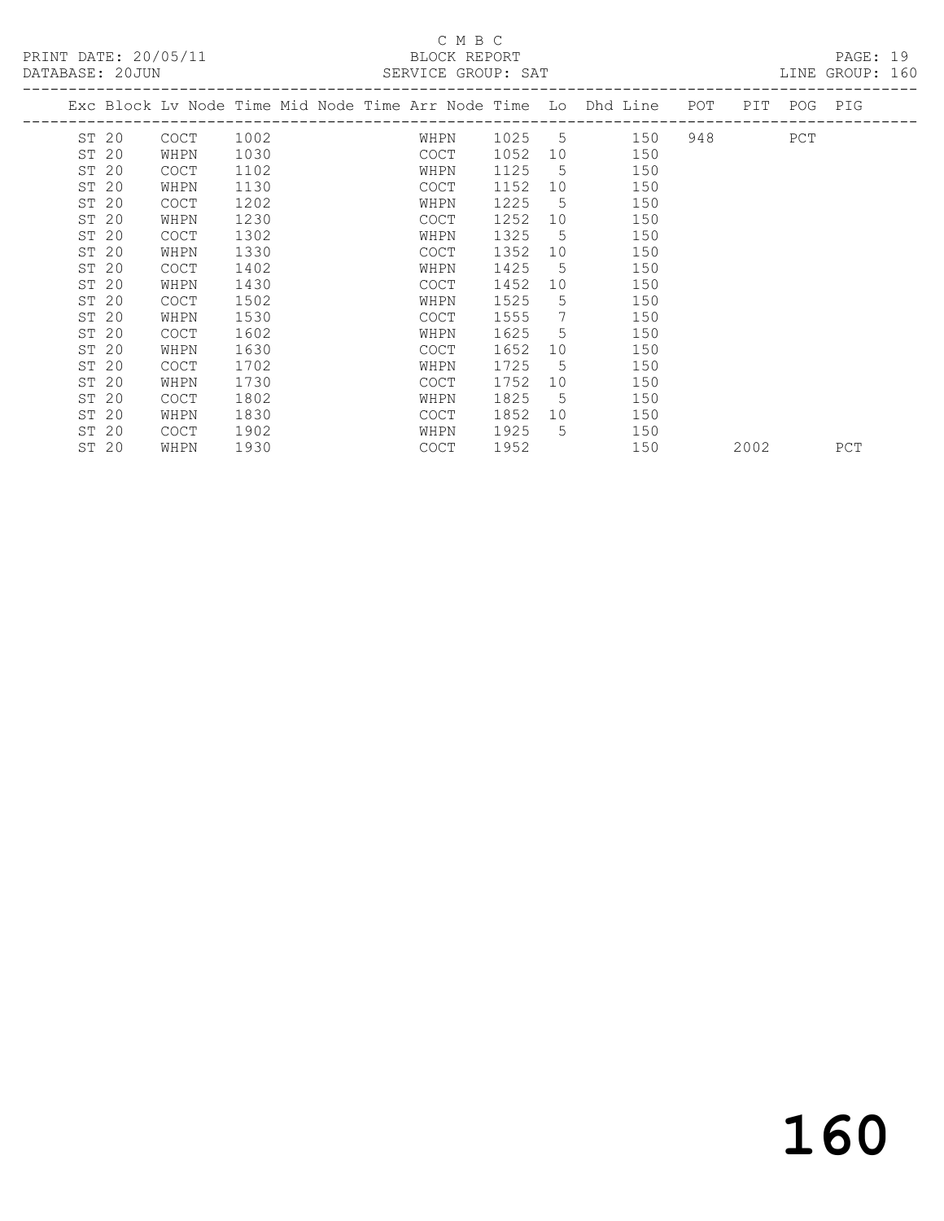C M B C

BLOCK REPORT

SERVICE GROUP: SAT

PRINT DATE: 20/05/11

DATABASE: 20JUN

LINE GROUP: 160

| Exc | Block | Lv | Node | Time | Mid Node | Time | Arr Node | Time | Lo | Dhd Line | POT | PIT | POG | PIG |
|---|---|---|---|---|---|---|---|---|---|---|---|---|---|---|
| ST | 20 | | COCT | 1002 | | | WHPN | 1025 | 5 | 150 | 948 | | PCT | |
| ST | 20 | | WHPN | 1030 | | | COCT | 1052 | 10 | 150 | | | | |
| ST | 20 | | COCT | 1102 | | | WHPN | 1125 | 5 | 150 | | | | |
| ST | 20 | | WHPN | 1130 | | | COCT | 1152 | 10 | 150 | | | | |
| ST | 20 | | COCT | 1202 | | | WHPN | 1225 | 5 | 150 | | | | |
| ST | 20 | | WHPN | 1230 | | | COCT | 1252 | 10 | 150 | | | | |
| ST | 20 | | COCT | 1302 | | | WHPN | 1325 | 5 | 150 | | | | |
| ST | 20 | | WHPN | 1330 | | | COCT | 1352 | 10 | 150 | | | | |
| ST | 20 | | COCT | 1402 | | | WHPN | 1425 | 5 | 150 | | | | |
| ST | 20 | | WHPN | 1430 | | | COCT | 1452 | 10 | 150 | | | | |
| ST | 20 | | COCT | 1502 | | | WHPN | 1525 | 5 | 150 | | | | |
| ST | 20 | | WHPN | 1530 | | | COCT | 1555 | 7 | 150 | | | | |
| ST | 20 | | COCT | 1602 | | | WHPN | 1625 | 5 | 150 | | | | |
| ST | 20 | | WHPN | 1630 | | | COCT | 1652 | 10 | 150 | | | | |
| ST | 20 | | COCT | 1702 | | | WHPN | 1725 | 5 | 150 | | | | |
| ST | 20 | | WHPN | 1730 | | | COCT | 1752 | 10 | 150 | | | | |
| ST | 20 | | COCT | 1802 | | | WHPN | 1825 | 5 | 150 | | | | |
| ST | 20 | | WHPN | 1830 | | | COCT | 1852 | 10 | 150 | | | | |
| ST | 20 | | COCT | 1902 | | | WHPN | 1925 | 5 | 150 | | | | |
| ST | 20 | | WHPN | 1930 | | | COCT | 1952 | | 150 | | 2002 | | PCT |

# 160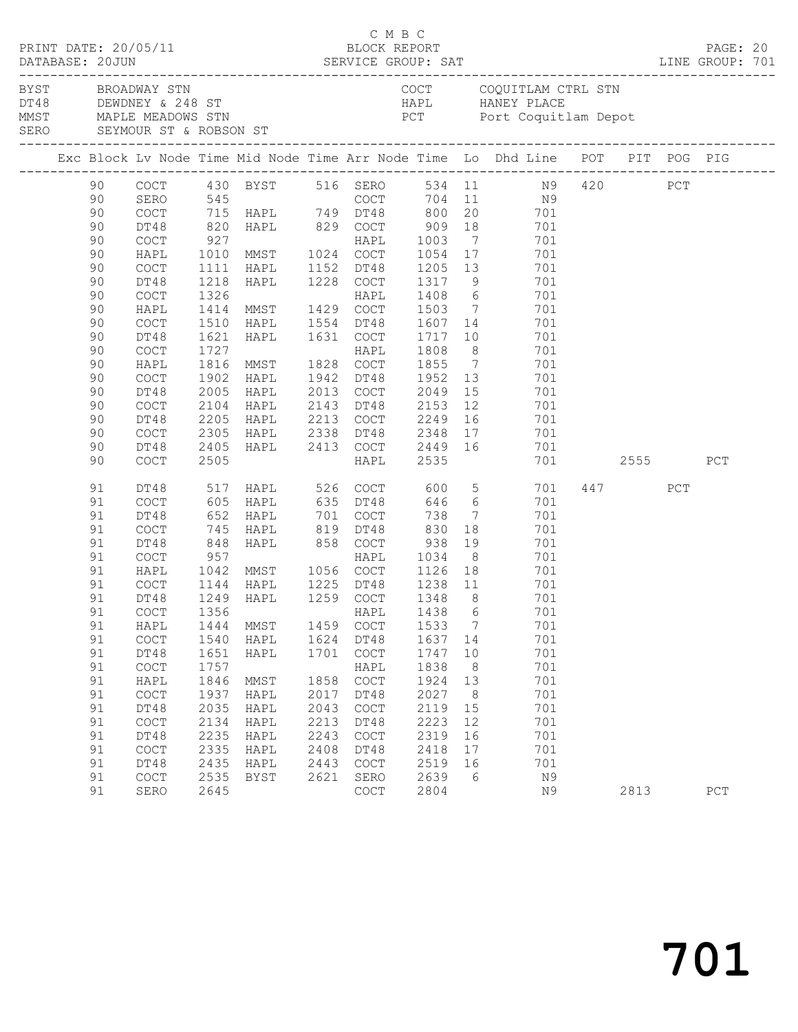C M B C
BLOCK REPORT
SERVICE GROUP: SAT

PRINT DATE: 20/05/11
DATABASE: 20JUN
LINE GROUP: 701

| | | | |
|---|---|---|---|
| BYST | BROADWAY STN | COCT | COQUITLAM CTRL STN |
| DT48 | DEWDNEY & 248 ST | HAPL | HANEY PLACE |
| MMST | MAPLE MEADOWS STN | PCT | Port Coquitlam Depot |
| SERO | SEYMOUR ST & ROBSON ST | | |

| Exc | Block | Lv Node | Time | Mid Node | Time | Arr Node | Time | Lo | Dhd Line | POT | PIT | POG | PIG |
|---|---|---|---|---|---|---|---|---|---|---|---|---|---|
| | 90 | COCT | 430 | BYST | 516 | SERO | 534 | 11 | N9 | 420 | | PCT | |
| | 90 | SERO | 545 | | | COCT | 704 | 11 | N9 | | | | |
| | 90 | COCT | 715 | HAPL | 749 | DT48 | 800 | 20 | 701 | | | | |
| | 90 | DT48 | 820 | HAPL | 829 | COCT | 909 | 18 | 701 | | | | |
| | 90 | COCT | 927 | | | HAPL | 1003 | 7 | 701 | | | | |
| | 90 | HAPL | 1010 | MMST | 1024 | COCT | 1054 | 17 | 701 | | | | |
| | 90 | COCT | 1111 | HAPL | 1152 | DT48 | 1205 | 13 | 701 | | | | |
| | 90 | DT48 | 1218 | HAPL | 1228 | COCT | 1317 | 9 | 701 | | | | |
| | 90 | COCT | 1326 | | | HAPL | 1408 | 6 | 701 | | | | |
| | 90 | HAPL | 1414 | MMST | 1429 | COCT | 1503 | 7 | 701 | | | | |
| | 90 | COCT | 1510 | HAPL | 1554 | DT48 | 1607 | 14 | 701 | | | | |
| | 90 | DT48 | 1621 | HAPL | 1631 | COCT | 1717 | 10 | 701 | | | | |
| | 90 | COCT | 1727 | | | HAPL | 1808 | 8 | 701 | | | | |
| | 90 | HAPL | 1816 | MMST | 1828 | COCT | 1855 | 7 | 701 | | | | |
| | 90 | COCT | 1902 | HAPL | 1942 | DT48 | 1952 | 13 | 701 | | | | |
| | 90 | DT48 | 2005 | HAPL | 2013 | COCT | 2049 | 15 | 701 | | | | |
| | 90 | COCT | 2104 | HAPL | 2143 | DT48 | 2153 | 12 | 701 | | | | |
| | 90 | DT48 | 2205 | HAPL | 2213 | COCT | 2249 | 16 | 701 | | | | |
| | 90 | COCT | 2305 | HAPL | 2338 | DT48 | 2348 | 17 | 701 | | | | |
| | 90 | DT48 | 2405 | HAPL | 2413 | COCT | 2449 | 16 | 701 | | | | |
| | 90 | COCT | 2505 | | | HAPL | 2535 | | 701 | | 2555 | | PCT |
| | 91 | DT48 | 517 | HAPL | 526 | COCT | 600 | 5 | 701 | 447 | | PCT | |
| | 91 | COCT | 605 | HAPL | 635 | DT48 | 646 | 6 | 701 | | | | |
| | 91 | DT48 | 652 | HAPL | 701 | COCT | 738 | 7 | 701 | | | | |
| | 91 | COCT | 745 | HAPL | 819 | DT48 | 830 | 18 | 701 | | | | |
| | 91 | DT48 | 848 | HAPL | 858 | COCT | 938 | 19 | 701 | | | | |
| | 91 | COCT | 957 | | | HAPL | 1034 | 8 | 701 | | | | |
| | 91 | HAPL | 1042 | MMST | 1056 | COCT | 1126 | 18 | 701 | | | | |
| | 91 | COCT | 1144 | HAPL | 1225 | DT48 | 1238 | 11 | 701 | | | | |
| | 91 | DT48 | 1249 | HAPL | 1259 | COCT | 1348 | 8 | 701 | | | | |
| | 91 | COCT | 1356 | | | HAPL | 1438 | 6 | 701 | | | | |
| | 91 | HAPL | 1444 | MMST | 1459 | COCT | 1533 | 7 | 701 | | | | |
| | 91 | COCT | 1540 | HAPL | 1624 | DT48 | 1637 | 14 | 701 | | | | |
| | 91 | DT48 | 1651 | HAPL | 1701 | COCT | 1747 | 10 | 701 | | | | |
| | 91 | COCT | 1757 | | | HAPL | 1838 | 8 | 701 | | | | |
| | 91 | HAPL | 1846 | MMST | 1858 | COCT | 1924 | 13 | 701 | | | | |
| | 91 | COCT | 1937 | HAPL | 2017 | DT48 | 2027 | 8 | 701 | | | | |
| | 91 | DT48 | 2035 | HAPL | 2043 | COCT | 2119 | 15 | 701 | | | | |
| | 91 | COCT | 2134 | HAPL | 2213 | DT48 | 2223 | 12 | 701 | | | | |
| | 91 | DT48 | 2235 | HAPL | 2243 | COCT | 2319 | 16 | 701 | | | | |
| | 91 | COCT | 2335 | HAPL | 2408 | DT48 | 2418 | 17 | 701 | | | | |
| | 91 | DT48 | 2435 | HAPL | 2443 | COCT | 2519 | 16 | 701 | | | | |
| | 91 | COCT | 2535 | BYST | 2621 | SERO | 2639 | 6 | N9 | | | | |
| | 91 | SERO | 2645 | | | COCT | 2804 | | N9 | | 2813 | | PCT |

701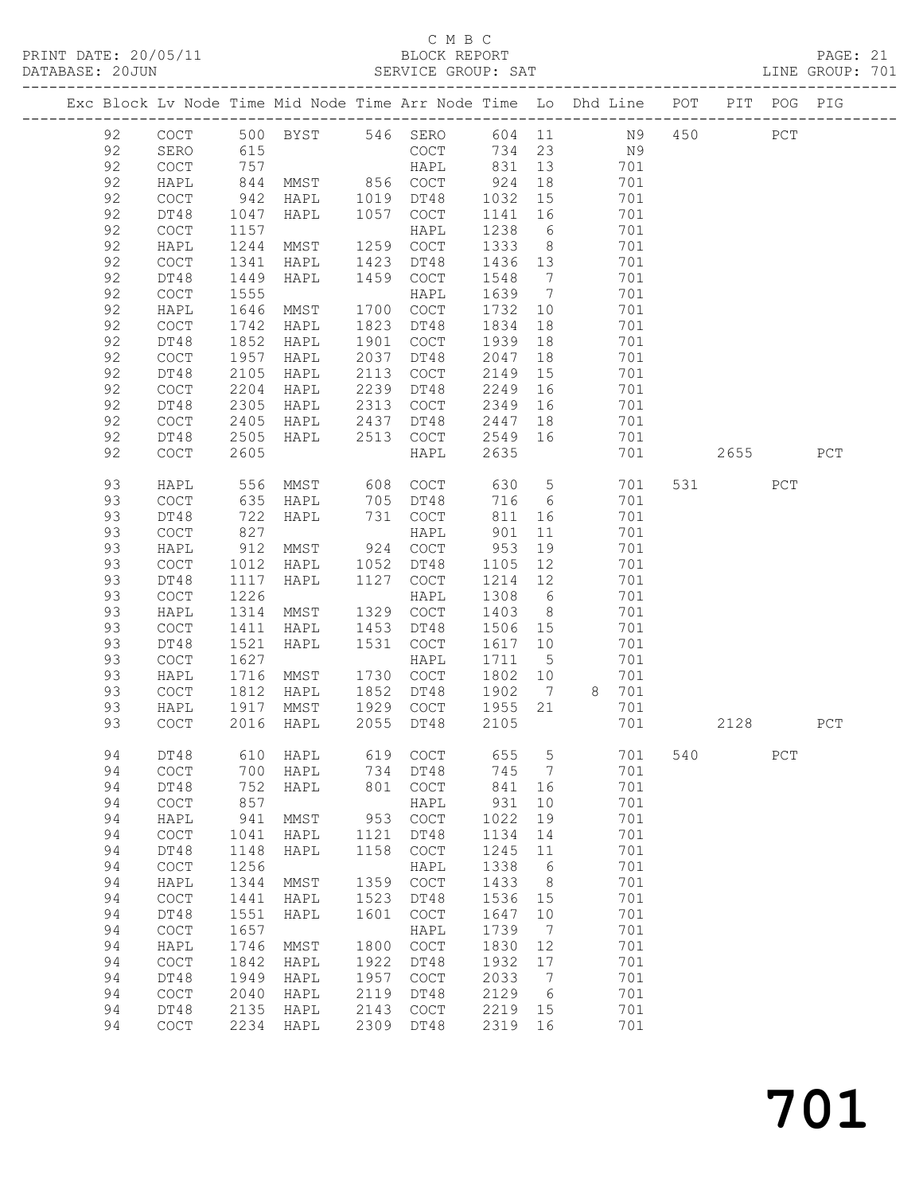C M B C

BLOCK REPORT

SERVICE GROUP: SAT

PRINT DATE: 20/05/11
DATABASE: 20JUN
LINE GROUP: 701

| Exc | Block | Lv | Node | Time | Mid Node | Time | Arr Node | Time | Lo | Dhd Line | POT | PIT | POG | PIG |
|---|---|---|---|---|---|---|---|---|---|---|---|---|---|---|
| | 92 | | COCT | 500 | BYST | 546 | SERO | 604 | 11 | N9 | 450 | | PCT | |
| | 92 | | SERO | 615 | | | COCT | 734 | 23 | N9 | | | | |
| | 92 | | COCT | 757 | | | HAPL | 831 | 13 | 701 | | | | |
| | 92 | | HAPL | 844 | MMST | 856 | COCT | 924 | 18 | 701 | | | | |
| | 92 | | COCT | 942 | HAPL | 1019 | DT48 | 1032 | 15 | 701 | | | | |
| | 92 | | DT48 | 1047 | HAPL | 1057 | COCT | 1141 | 16 | 701 | | | | |
| | 92 | | COCT | 1157 | | | HAPL | 1238 | 6 | 701 | | | | |
| | 92 | | HAPL | 1244 | MMST | 1259 | COCT | 1333 | 8 | 701 | | | | |
| | 92 | | COCT | 1341 | HAPL | 1423 | DT48 | 1436 | 13 | 701 | | | | |
| | 92 | | DT48 | 1449 | HAPL | 1459 | COCT | 1548 | 7 | 701 | | | | |
| | 92 | | COCT | 1555 | | | HAPL | 1639 | 7 | 701 | | | | |
| | 92 | | HAPL | 1646 | MMST | 1700 | COCT | 1732 | 10 | 701 | | | | |
| | 92 | | COCT | 1742 | HAPL | 1823 | DT48 | 1834 | 18 | 701 | | | | |
| | 92 | | DT48 | 1852 | HAPL | 1901 | COCT | 1939 | 18 | 701 | | | | |
| | 92 | | COCT | 1957 | HAPL | 2037 | DT48 | 2047 | 18 | 701 | | | | |
| | 92 | | DT48 | 2105 | HAPL | 2113 | COCT | 2149 | 15 | 701 | | | | |
| | 92 | | COCT | 2204 | HAPL | 2239 | DT48 | 2249 | 16 | 701 | | | | |
| | 92 | | DT48 | 2305 | HAPL | 2313 | COCT | 2349 | 16 | 701 | | | | |
| | 92 | | COCT | 2405 | HAPL | 2437 | DT48 | 2447 | 18 | 701 | | | | |
| | 92 | | DT48 | 2505 | HAPL | 2513 | COCT | 2549 | 16 | 701 | | | | |
| | 92 | | COCT | 2605 | | | HAPL | 2635 | | 701 | | 2655 | | PCT |
| | 93 | | HAPL | 556 | MMST | 608 | COCT | 630 | 5 | 701 | 531 | | PCT | |
| | 93 | | COCT | 635 | HAPL | 705 | DT48 | 716 | 6 | 701 | | | | |
| | 93 | | DT48 | 722 | HAPL | 731 | COCT | 811 | 16 | 701 | | | | |
| | 93 | | COCT | 827 | | | HAPL | 901 | 11 | 701 | | | | |
| | 93 | | HAPL | 912 | MMST | 924 | COCT | 953 | 19 | 701 | | | | |
| | 93 | | COCT | 1012 | HAPL | 1052 | DT48 | 1105 | 12 | 701 | | | | |
| | 93 | | DT48 | 1117 | HAPL | 1127 | COCT | 1214 | 12 | 701 | | | | |
| | 93 | | COCT | 1226 | | | HAPL | 1308 | 6 | 701 | | | | |
| | 93 | | HAPL | 1314 | MMST | 1329 | COCT | 1403 | 8 | 701 | | | | |
| | 93 | | COCT | 1411 | HAPL | 1453 | DT48 | 1506 | 15 | 701 | | | | |
| | 93 | | DT48 | 1521 | HAPL | 1531 | COCT | 1617 | 10 | 701 | | | | |
| | 93 | | COCT | 1627 | | | HAPL | 1711 | 5 | 701 | | | | |
| | 93 | | HAPL | 1716 | MMST | 1730 | COCT | 1802 | 10 | 701 | | | | |
| | 93 | | COCT | 1812 | HAPL | 1852 | DT48 | 1902 | 7 | 8 701 | | | | |
| | 93 | | HAPL | 1917 | MMST | 1929 | COCT | 1955 | 21 | 701 | | | | |
| | 93 | | COCT | 2016 | HAPL | 2055 | DT48 | 2105 | | 701 | | 2128 | | PCT |
| | 94 | | DT48 | 610 | HAPL | 619 | COCT | 655 | 5 | 701 | 540 | | PCT | |
| | 94 | | COCT | 700 | HAPL | 734 | DT48 | 745 | 7 | 701 | | | | |
| | 94 | | DT48 | 752 | HAPL | 801 | COCT | 841 | 16 | 701 | | | | |
| | 94 | | COCT | 857 | | | HAPL | 931 | 10 | 701 | | | | |
| | 94 | | HAPL | 941 | MMST | 953 | COCT | 1022 | 19 | 701 | | | | |
| | 94 | | COCT | 1041 | HAPL | 1121 | DT48 | 1134 | 14 | 701 | | | | |
| | 94 | | DT48 | 1148 | HAPL | 1158 | COCT | 1245 | 11 | 701 | | | | |
| | 94 | | COCT | 1256 | | | HAPL | 1338 | 6 | 701 | | | | |
| | 94 | | HAPL | 1344 | MMST | 1359 | COCT | 1433 | 8 | 701 | | | | |
| | 94 | | COCT | 1441 | HAPL | 1523 | DT48 | 1536 | 15 | 701 | | | | |
| | 94 | | DT48 | 1551 | HAPL | 1601 | COCT | 1647 | 10 | 701 | | | | |
| | 94 | | COCT | 1657 | | | HAPL | 1739 | 7 | 701 | | | | |
| | 94 | | HAPL | 1746 | MMST | 1800 | COCT | 1830 | 12 | 701 | | | | |
| | 94 | | COCT | 1842 | HAPL | 1922 | DT48 | 1932 | 17 | 701 | | | | |
| | 94 | | DT48 | 1949 | HAPL | 1957 | COCT | 2033 | 7 | 701 | | | | |
| | 94 | | COCT | 2040 | HAPL | 2119 | DT48 | 2129 | 6 | 701 | | | | |
| | 94 | | DT48 | 2135 | HAPL | 2143 | COCT | 2219 | 15 | 701 | | | | |
| | 94 | | COCT | 2234 | HAPL | 2309 | DT48 | 2319 | 16 | 701 | | | | |

# 701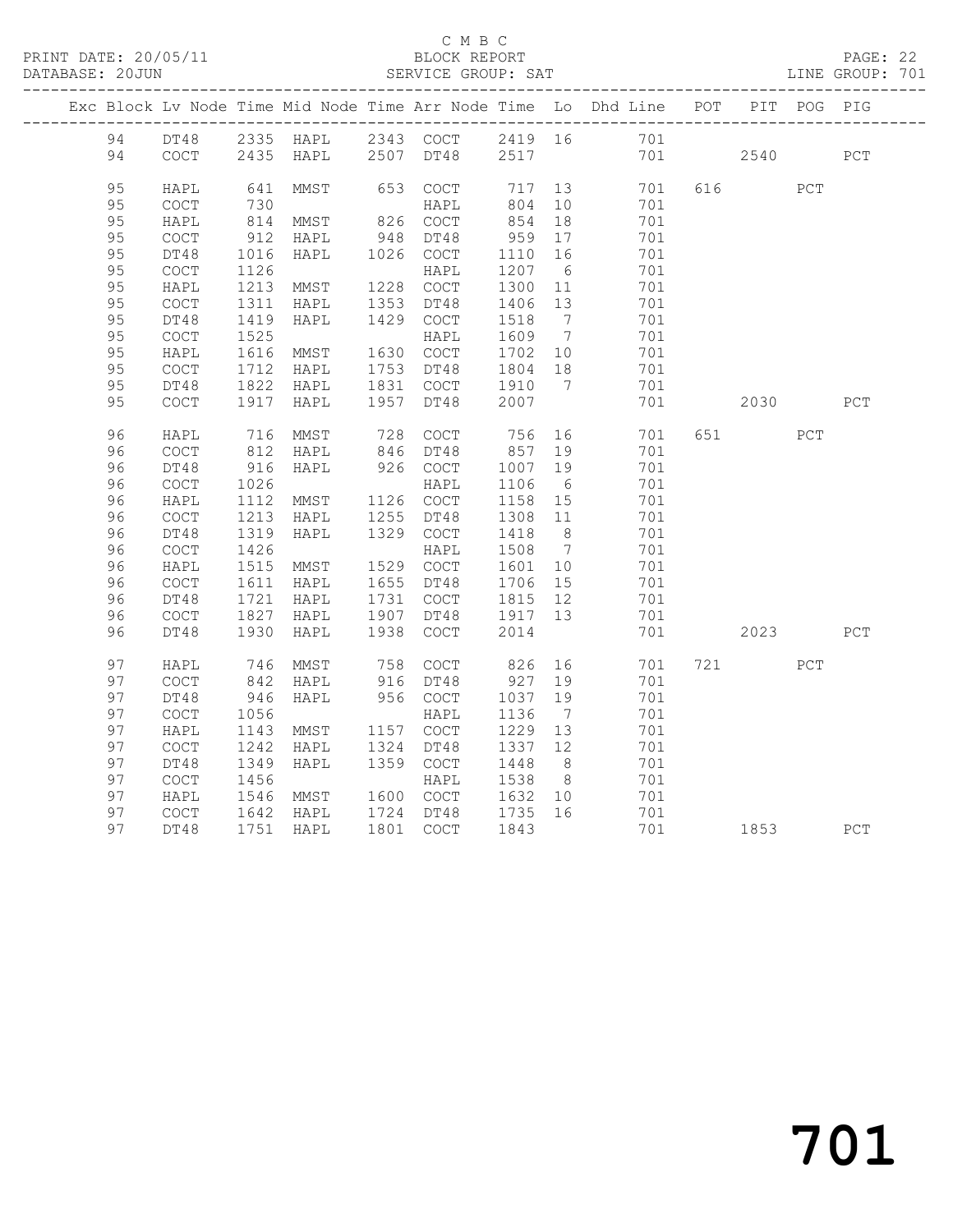C M B C
PRINT DATE: 20/05/11 BLOCK REPORT
DATABASE: 20JUN SERVICE GROUP: SAT LINE GROUP: 701

| Exc | Block | Lv | Node | Time | Mid Node | Time | Arr Node | Time | Lo | Dhd Line | POT | PIT | POG | PIG |
|---|---|---|---|---|---|---|---|---|---|---|---|---|---|---|
| | 94 | | DT48 | 2335 | HAPL | 2343 | COCT | 2419 | 16 | 701 | | | | |
| | 94 | | COCT | 2435 | HAPL | 2507 | DT48 | 2517 | | 701 | | 2540 | | PCT |
| | 95 | | HAPL | 641 | MMST | 653 | COCT | 717 | 13 | 701 | 616 | | PCT | |
| | 95 | | COCT | 730 | | | HAPL | 804 | 10 | 701 | | | | |
| | 95 | | HAPL | 814 | MMST | 826 | COCT | 854 | 18 | 701 | | | | |
| | 95 | | COCT | 912 | HAPL | 948 | DT48 | 959 | 17 | 701 | | | | |
| | 95 | | DT48 | 1016 | HAPL | 1026 | COCT | 1110 | 16 | 701 | | | | |
| | 95 | | COCT | 1126 | | | HAPL | 1207 | 6 | 701 | | | | |
| | 95 | | HAPL | 1213 | MMST | 1228 | COCT | 1300 | 11 | 701 | | | | |
| | 95 | | COCT | 1311 | HAPL | 1353 | DT48 | 1406 | 13 | 701 | | | | |
| | 95 | | DT48 | 1419 | HAPL | 1429 | COCT | 1518 | 7 | 701 | | | | |
| | 95 | | COCT | 1525 | | | HAPL | 1609 | 7 | 701 | | | | |
| | 95 | | HAPL | 1616 | MMST | 1630 | COCT | 1702 | 10 | 701 | | | | |
| | 95 | | COCT | 1712 | HAPL | 1753 | DT48 | 1804 | 18 | 701 | | | | |
| | 95 | | DT48 | 1822 | HAPL | 1831 | COCT | 1910 | 7 | 701 | | | | |
| | 95 | | COCT | 1917 | HAPL | 1957 | DT48 | 2007 | | 701 | | 2030 | | PCT |
| | 96 | | HAPL | 716 | MMST | 728 | COCT | 756 | 16 | 701 | 651 | | PCT | |
| | 96 | | COCT | 812 | HAPL | 846 | DT48 | 857 | 19 | 701 | | | | |
| | 96 | | DT48 | 916 | HAPL | 926 | COCT | 1007 | 19 | 701 | | | | |
| | 96 | | COCT | 1026 | | | HAPL | 1106 | 6 | 701 | | | | |
| | 96 | | HAPL | 1112 | MMST | 1126 | COCT | 1158 | 15 | 701 | | | | |
| | 96 | | COCT | 1213 | HAPL | 1255 | DT48 | 1308 | 11 | 701 | | | | |
| | 96 | | DT48 | 1319 | HAPL | 1329 | COCT | 1418 | 8 | 701 | | | | |
| | 96 | | COCT | 1426 | | | HAPL | 1508 | 7 | 701 | | | | |
| | 96 | | HAPL | 1515 | MMST | 1529 | COCT | 1601 | 10 | 701 | | | | |
| | 96 | | COCT | 1611 | HAPL | 1655 | DT48 | 1706 | 15 | 701 | | | | |
| | 96 | | DT48 | 1721 | HAPL | 1731 | COCT | 1815 | 12 | 701 | | | | |
| | 96 | | COCT | 1827 | HAPL | 1907 | DT48 | 1917 | 13 | 701 | | | | |
| | 96 | | DT48 | 1930 | HAPL | 1938 | COCT | 2014 | | 701 | | 2023 | | PCT |
| | 97 | | HAPL | 746 | MMST | 758 | COCT | 826 | 16 | 701 | 721 | | PCT | |
| | 97 | | COCT | 842 | HAPL | 916 | DT48 | 927 | 19 | 701 | | | | |
| | 97 | | DT48 | 946 | HAPL | 956 | COCT | 1037 | 19 | 701 | | | | |
| | 97 | | COCT | 1056 | | | HAPL | 1136 | 7 | 701 | | | | |
| | 97 | | HAPL | 1143 | MMST | 1157 | COCT | 1229 | 13 | 701 | | | | |
| | 97 | | COCT | 1242 | HAPL | 1324 | DT48 | 1337 | 12 | 701 | | | | |
| | 97 | | DT48 | 1349 | HAPL | 1359 | COCT | 1448 | 8 | 701 | | | | |
| | 97 | | COCT | 1456 | | | HAPL | 1538 | 8 | 701 | | | | |
| | 97 | | HAPL | 1546 | MMST | 1600 | COCT | 1632 | 10 | 701 | | | | |
| | 97 | | COCT | 1642 | HAPL | 1724 | DT48 | 1735 | 16 | 701 | | | | |
| | 97 | | DT48 | 1751 | HAPL | 1801 | COCT | 1843 | | 701 | | 1853 | | PCT |

# 701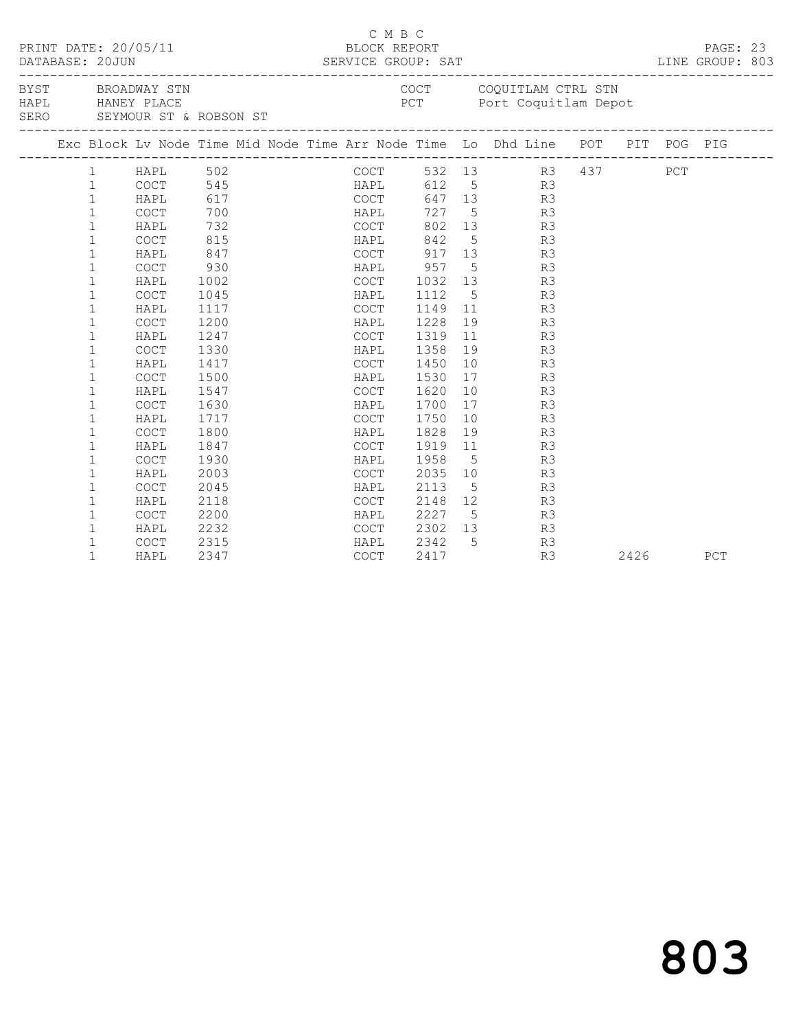C M B C

PRINT DATE: 20/05/11 BLOCK REPORT PAGE: 23
DATABASE: 20JUN SERVICE GROUP: SAT LINE GROUP: 803

BYST BROADWAY STN COCT COQUITLAM CTRL STN
HAPL HANEY PLACE PCT Port Coquitlam Depot
SERO SEYMOUR ST & ROBSON ST

| Exc | Block | Lv | Node | Time | Mid Node | Time | Arr Node | Time | Lo | Dhd | Line | POT | PIT | POG | PIG |
|---|---|---|---|---|---|---|---|---|---|---|---|---|---|---|---|
| | 1 | | HAPL | 502 | | | COCT | 532 | 13 | | R3 | 437 | | PCT | |
| | 1 | | COCT | 545 | | | HAPL | 612 | 5 | | R3 | | | | |
| | 1 | | HAPL | 617 | | | COCT | 647 | 13 | | R3 | | | | |
| | 1 | | COCT | 700 | | | HAPL | 727 | 5 | | R3 | | | | |
| | 1 | | HAPL | 732 | | | COCT | 802 | 13 | | R3 | | | | |
| | 1 | | COCT | 815 | | | HAPL | 842 | 5 | | R3 | | | | |
| | 1 | | HAPL | 847 | | | COCT | 917 | 13 | | R3 | | | | |
| | 1 | | COCT | 930 | | | HAPL | 957 | 5 | | R3 | | | | |
| | 1 | | HAPL | 1002 | | | COCT | 1032 | 13 | | R3 | | | | |
| | 1 | | COCT | 1045 | | | HAPL | 1112 | 5 | | R3 | | | | |
| | 1 | | HAPL | 1117 | | | COCT | 1149 | 11 | | R3 | | | | |
| | 1 | | COCT | 1200 | | | HAPL | 1228 | 19 | | R3 | | | | |
| | 1 | | HAPL | 1247 | | | COCT | 1319 | 11 | | R3 | | | | |
| | 1 | | COCT | 1330 | | | HAPL | 1358 | 19 | | R3 | | | | |
| | 1 | | HAPL | 1417 | | | COCT | 1450 | 10 | | R3 | | | | |
| | 1 | | COCT | 1500 | | | HAPL | 1530 | 17 | | R3 | | | | |
| | 1 | | HAPL | 1547 | | | COCT | 1620 | 10 | | R3 | | | | |
| | 1 | | COCT | 1630 | | | HAPL | 1700 | 17 | | R3 | | | | |
| | 1 | | HAPL | 1717 | | | COCT | 1750 | 10 | | R3 | | | | |
| | 1 | | COCT | 1800 | | | HAPL | 1828 | 19 | | R3 | | | | |
| | 1 | | HAPL | 1847 | | | COCT | 1919 | 11 | | R3 | | | | |
| | 1 | | COCT | 1930 | | | HAPL | 1958 | 5 | | R3 | | | | |
| | 1 | | HAPL | 2003 | | | COCT | 2035 | 10 | | R3 | | | | |
| | 1 | | COCT | 2045 | | | HAPL | 2113 | 5 | | R3 | | | | |
| | 1 | | HAPL | 2118 | | | COCT | 2148 | 12 | | R3 | | | | |
| | 1 | | COCT | 2200 | | | HAPL | 2227 | 5 | | R3 | | | | |
| | 1 | | HAPL | 2232 | | | COCT | 2302 | 13 | | R3 | | | | |
| | 1 | | COCT | 2315 | | | HAPL | 2342 | 5 | | R3 | | | | |
| | 1 | | HAPL | 2347 | | | COCT | 2417 | | | R3 | | 2426 | | PCT |

803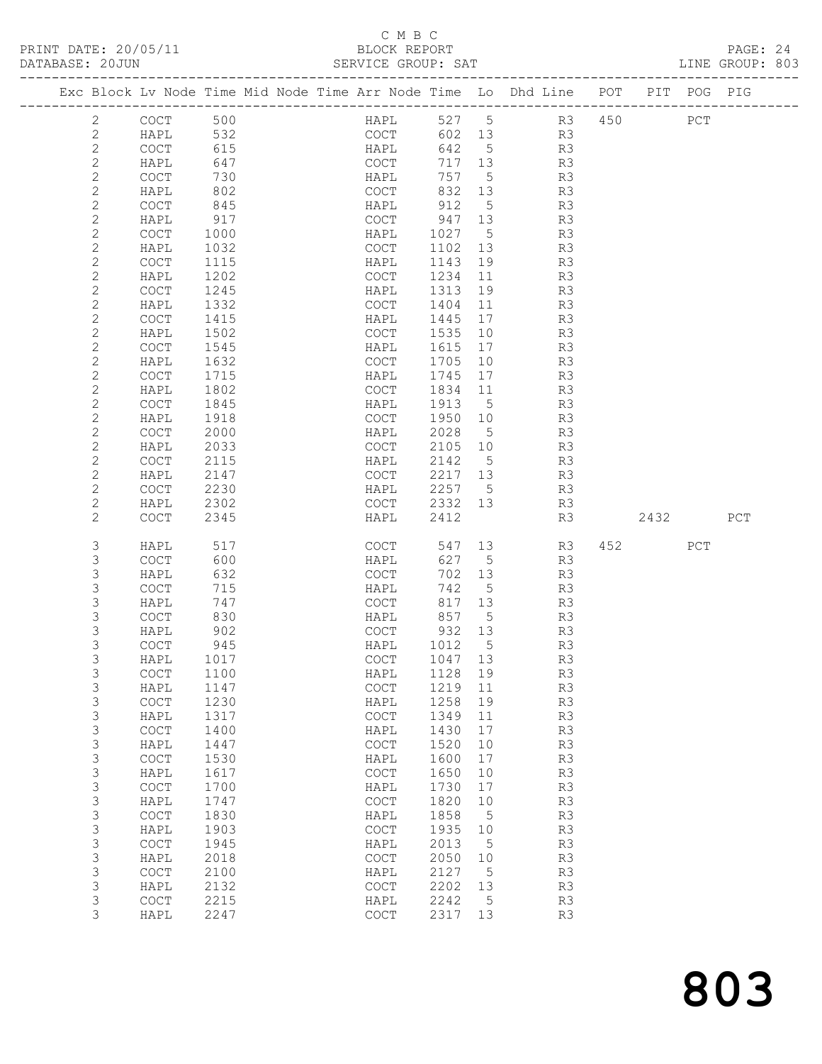C M B C

PRINT DATE: 20/05/11 BLOCK REPORT PAGE: 24
DATABASE: 20JUN SERVICE GROUP: SAT LINE GROUP: 803

| Exc | Block | Lv | Node | Time | Mid Node | Time | Arr Node | Time | Lo | Dhd Line | POT | PIT | POG | PIG |
|---|---|---|---|---|---|---|---|---|---|---|---|---|---|---|
| | 2 | | COCT | 500 | | | HAPL | 527 | 5 | R3 | 450 | | PCT | |
| | 2 | | HAPL | 532 | | | COCT | 602 | 13 | R3 | | | | |
| | 2 | | COCT | 615 | | | HAPL | 642 | 5 | R3 | | | | |
| | 2 | | HAPL | 647 | | | COCT | 717 | 13 | R3 | | | | |
| | 2 | | COCT | 730 | | | HAPL | 757 | 5 | R3 | | | | |
| | 2 | | HAPL | 802 | | | COCT | 832 | 13 | R3 | | | | |
| | 2 | | COCT | 845 | | | HAPL | 912 | 5 | R3 | | | | |
| | 2 | | HAPL | 917 | | | COCT | 947 | 13 | R3 | | | | |
| | 2 | | COCT | 1000 | | | HAPL | 1027 | 5 | R3 | | | | |
| | 2 | | HAPL | 1032 | | | COCT | 1102 | 13 | R3 | | | | |
| | 2 | | COCT | 1115 | | | HAPL | 1143 | 19 | R3 | | | | |
| | 2 | | HAPL | 1202 | | | COCT | 1234 | 11 | R3 | | | | |
| | 2 | | COCT | 1245 | | | HAPL | 1313 | 19 | R3 | | | | |
| | 2 | | HAPL | 1332 | | | COCT | 1404 | 11 | R3 | | | | |
| | 2 | | COCT | 1415 | | | HAPL | 1445 | 17 | R3 | | | | |
| | 2 | | HAPL | 1502 | | | COCT | 1535 | 10 | R3 | | | | |
| | 2 | | COCT | 1545 | | | HAPL | 1615 | 17 | R3 | | | | |
| | 2 | | HAPL | 1632 | | | COCT | 1705 | 10 | R3 | | | | |
| | 2 | | COCT | 1715 | | | HAPL | 1745 | 17 | R3 | | | | |
| | 2 | | HAPL | 1802 | | | COCT | 1834 | 11 | R3 | | | | |
| | 2 | | COCT | 1845 | | | HAPL | 1913 | 5 | R3 | | | | |
| | 2 | | HAPL | 1918 | | | COCT | 1950 | 10 | R3 | | | | |
| | 2 | | COCT | 2000 | | | HAPL | 2028 | 5 | R3 | | | | |
| | 2 | | HAPL | 2033 | | | COCT | 2105 | 10 | R3 | | | | |
| | 2 | | COCT | 2115 | | | HAPL | 2142 | 5 | R3 | | | | |
| | 2 | | HAPL | 2147 | | | COCT | 2217 | 13 | R3 | | | | |
| | 2 | | COCT | 2230 | | | HAPL | 2257 | 5 | R3 | | | | |
| | 2 | | HAPL | 2302 | | | COCT | 2332 | 13 | R3 | | | | |
| | 2 | | COCT | 2345 | | | HAPL | 2412 | | R3 | | 2432 | | PCT |
| | 3 | | HAPL | 517 | | | COCT | 547 | 13 | R3 | 452 | | PCT | |
| | 3 | | COCT | 600 | | | HAPL | 627 | 5 | R3 | | | | |
| | 3 | | HAPL | 632 | | | COCT | 702 | 13 | R3 | | | | |
| | 3 | | COCT | 715 | | | HAPL | 742 | 5 | R3 | | | | |
| | 3 | | HAPL | 747 | | | COCT | 817 | 13 | R3 | | | | |
| | 3 | | COCT | 830 | | | HAPL | 857 | 5 | R3 | | | | |
| | 3 | | HAPL | 902 | | | COCT | 932 | 13 | R3 | | | | |
| | 3 | | COCT | 945 | | | HAPL | 1012 | 5 | R3 | | | | |
| | 3 | | HAPL | 1017 | | | COCT | 1047 | 13 | R3 | | | | |
| | 3 | | COCT | 1100 | | | HAPL | 1128 | 19 | R3 | | | | |
| | 3 | | HAPL | 1147 | | | COCT | 1219 | 11 | R3 | | | | |
| | 3 | | COCT | 1230 | | | HAPL | 1258 | 19 | R3 | | | | |
| | 3 | | HAPL | 1317 | | | COCT | 1349 | 11 | R3 | | | | |
| | 3 | | COCT | 1400 | | | HAPL | 1430 | 17 | R3 | | | | |
| | 3 | | HAPL | 1447 | | | COCT | 1520 | 10 | R3 | | | | |
| | 3 | | COCT | 1530 | | | HAPL | 1600 | 17 | R3 | | | | |
| | 3 | | HAPL | 1617 | | | COCT | 1650 | 10 | R3 | | | | |
| | 3 | | COCT | 1700 | | | HAPL | 1730 | 17 | R3 | | | | |
| | 3 | | HAPL | 1747 | | | COCT | 1820 | 10 | R3 | | | | |
| | 3 | | COCT | 1830 | | | HAPL | 1858 | 5 | R3 | | | | |
| | 3 | | HAPL | 1903 | | | COCT | 1935 | 10 | R3 | | | | |
| | 3 | | COCT | 1945 | | | HAPL | 2013 | 5 | R3 | | | | |
| | 3 | | HAPL | 2018 | | | COCT | 2050 | 10 | R3 | | | | |
| | 3 | | COCT | 2100 | | | HAPL | 2127 | 5 | R3 | | | | |
| | 3 | | HAPL | 2132 | | | COCT | 2202 | 13 | R3 | | | | |
| | 3 | | COCT | 2215 | | | HAPL | 2242 | 5 | R3 | | | | |
| | 3 | | HAPL | 2247 | | | COCT | 2317 | 13 | R3 | | | | |

803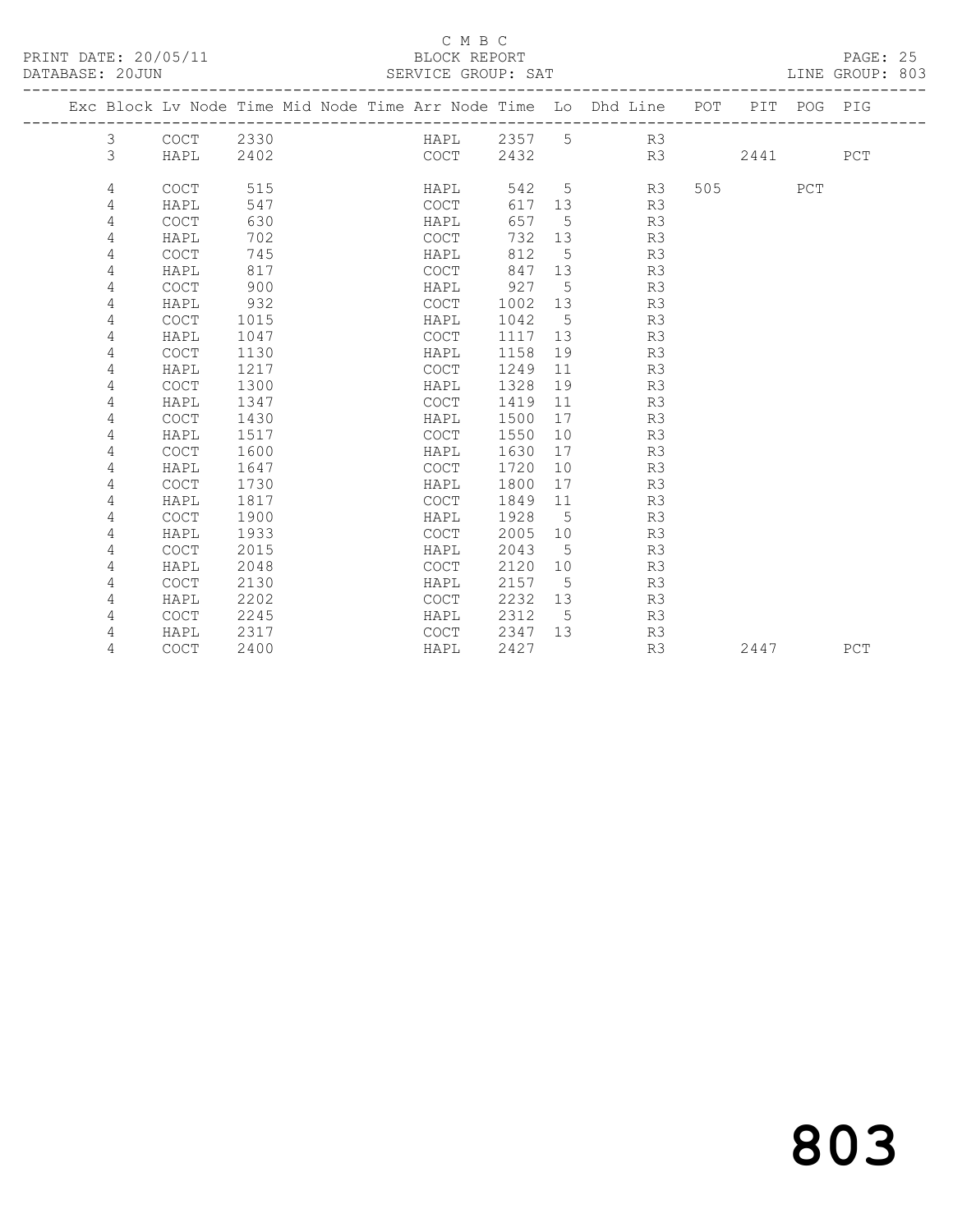C M B C

PRINT DATE: 20/05/11 BLOCK REPORT

DATABASE: 20JUN SERVICE GROUP: SAT LINE GROUP: 803

| Exc | Block | Lv | Node | Time | Mid Node | Time | Arr Node | Time | Lo | Dhd Line | POT | PIT | POG | PIG |
|---|---|---|---|---|---|---|---|---|---|---|---|---|---|---|
| | 3 | | COCT | 2330 | | | HAPL | 2357 | 5 | R3 | | | | |
| | 3 | | HAPL | 2402 | | | COCT | 2432 | | R3 | | 2441 | | PCT |
| | 4 | | COCT | 515 | | | HAPL | 542 | 5 | R3 | 505 | | PCT | |
| | 4 | | HAPL | 547 | | | COCT | 617 | 13 | R3 | | | | |
| | 4 | | COCT | 630 | | | HAPL | 657 | 5 | R3 | | | | |
| | 4 | | HAPL | 702 | | | COCT | 732 | 13 | R3 | | | | |
| | 4 | | COCT | 745 | | | HAPL | 812 | 5 | R3 | | | | |
| | 4 | | HAPL | 817 | | | COCT | 847 | 13 | R3 | | | | |
| | 4 | | COCT | 900 | | | HAPL | 927 | 5 | R3 | | | | |
| | 4 | | HAPL | 932 | | | COCT | 1002 | 13 | R3 | | | | |
| | 4 | | COCT | 1015 | | | HAPL | 1042 | 5 | R3 | | | | |
| | 4 | | HAPL | 1047 | | | COCT | 1117 | 13 | R3 | | | | |
| | 4 | | COCT | 1130 | | | HAPL | 1158 | 19 | R3 | | | | |
| | 4 | | HAPL | 1217 | | | COCT | 1249 | 11 | R3 | | | | |
| | 4 | | COCT | 1300 | | | HAPL | 1328 | 19 | R3 | | | | |
| | 4 | | HAPL | 1347 | | | COCT | 1419 | 11 | R3 | | | | |
| | 4 | | COCT | 1430 | | | HAPL | 1500 | 17 | R3 | | | | |
| | 4 | | HAPL | 1517 | | | COCT | 1550 | 10 | R3 | | | | |
| | 4 | | COCT | 1600 | | | HAPL | 1630 | 17 | R3 | | | | |
| | 4 | | HAPL | 1647 | | | COCT | 1720 | 10 | R3 | | | | |
| | 4 | | COCT | 1730 | | | HAPL | 1800 | 17 | R3 | | | | |
| | 4 | | HAPL | 1817 | | | COCT | 1849 | 11 | R3 | | | | |
| | 4 | | COCT | 1900 | | | HAPL | 1928 | 5 | R3 | | | | |
| | 4 | | HAPL | 1933 | | | COCT | 2005 | 10 | R3 | | | | |
| | 4 | | COCT | 2015 | | | HAPL | 2043 | 5 | R3 | | | | |
| | 4 | | HAPL | 2048 | | | COCT | 2120 | 10 | R3 | | | | |
| | 4 | | COCT | 2130 | | | HAPL | 2157 | 5 | R3 | | | | |
| | 4 | | HAPL | 2202 | | | COCT | 2232 | 13 | R3 | | | | |
| | 4 | | COCT | 2245 | | | HAPL | 2312 | 5 | R3 | | | | |
| | 4 | | HAPL | 2317 | | | COCT | 2347 | 13 | R3 | | | | |
| | 4 | | COCT | 2400 | | | HAPL | 2427 | | R3 | | 2447 | | PCT |

803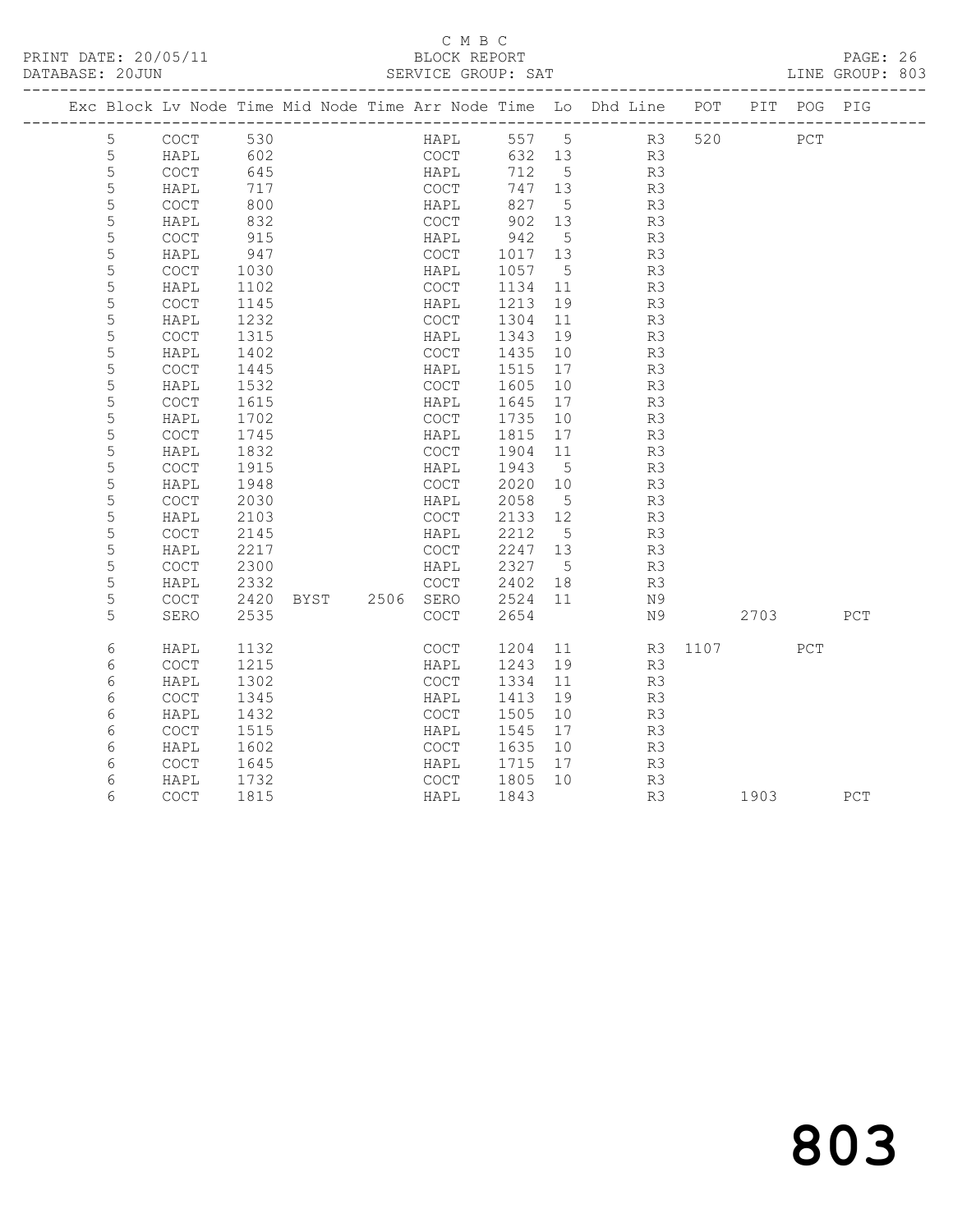C M B C
PRINT DATE: 20/05/11 BLOCK REPORT
DATABASE: 20JUN SERVICE GROUP: SAT LINE GROUP: 803

| Exc | Block | Lv Node | Time | Mid Node | Time | Arr Node | Time | Lo | Dhd Line | POT | PIT | POG | PIG |
|---|---|---|---|---|---|---|---|---|---|---|---|---|---|
| | 5 | COCT | 530 | | | HAPL | 557 | 5 | R3 | 520 | | PCT | |
| | 5 | HAPL | 602 | | | COCT | 632 | 13 | R3 | | | | |
| | 5 | COCT | 645 | | | HAPL | 712 | 5 | R3 | | | | |
| | 5 | HAPL | 717 | | | COCT | 747 | 13 | R3 | | | | |
| | 5 | COCT | 800 | | | HAPL | 827 | 5 | R3 | | | | |
| | 5 | HAPL | 832 | | | COCT | 902 | 13 | R3 | | | | |
| | 5 | COCT | 915 | | | HAPL | 942 | 5 | R3 | | | | |
| | 5 | HAPL | 947 | | | COCT | 1017 | 13 | R3 | | | | |
| | 5 | COCT | 1030 | | | HAPL | 1057 | 5 | R3 | | | | |
| | 5 | HAPL | 1102 | | | COCT | 1134 | 11 | R3 | | | | |
| | 5 | COCT | 1145 | | | HAPL | 1213 | 19 | R3 | | | | |
| | 5 | HAPL | 1232 | | | COCT | 1304 | 11 | R3 | | | | |
| | 5 | COCT | 1315 | | | HAPL | 1343 | 19 | R3 | | | | |
| | 5 | HAPL | 1402 | | | COCT | 1435 | 10 | R3 | | | | |
| | 5 | COCT | 1445 | | | HAPL | 1515 | 17 | R3 | | | | |
| | 5 | HAPL | 1532 | | | COCT | 1605 | 10 | R3 | | | | |
| | 5 | COCT | 1615 | | | HAPL | 1645 | 17 | R3 | | | | |
| | 5 | HAPL | 1702 | | | COCT | 1735 | 10 | R3 | | | | |
| | 5 | COCT | 1745 | | | HAPL | 1815 | 17 | R3 | | | | |
| | 5 | HAPL | 1832 | | | COCT | 1904 | 11 | R3 | | | | |
| | 5 | COCT | 1915 | | | HAPL | 1943 | 5 | R3 | | | | |
| | 5 | HAPL | 1948 | | | COCT | 2020 | 10 | R3 | | | | |
| | 5 | COCT | 2030 | | | HAPL | 2058 | 5 | R3 | | | | |
| | 5 | HAPL | 2103 | | | COCT | 2133 | 12 | R3 | | | | |
| | 5 | COCT | 2145 | | | HAPL | 2212 | 5 | R3 | | | | |
| | 5 | HAPL | 2217 | | | COCT | 2247 | 13 | R3 | | | | |
| | 5 | COCT | 2300 | | | HAPL | 2327 | 5 | R3 | | | | |
| | 5 | HAPL | 2332 | | | COCT | 2402 | 18 | R3 | | | | |
| | 5 | COCT | 2420 | BYST | 2506 | SERO | 2524 | 11 | N9 | | | | |
| | 5 | SERO | 2535 | | | COCT | 2654 | | N9 | | 2703 | | PCT |
| | 6 | HAPL | 1132 | | | COCT | 1204 | 11 | R3 | 1107 | | PCT | |
| | 6 | COCT | 1215 | | | HAPL | 1243 | 19 | R3 | | | | |
| | 6 | HAPL | 1302 | | | COCT | 1334 | 11 | R3 | | | | |
| | 6 | COCT | 1345 | | | HAPL | 1413 | 19 | R3 | | | | |
| | 6 | HAPL | 1432 | | | COCT | 1505 | 10 | R3 | | | | |
| | 6 | COCT | 1515 | | | HAPL | 1545 | 17 | R3 | | | | |
| | 6 | HAPL | 1602 | | | COCT | 1635 | 10 | R3 | | | | |
| | 6 | COCT | 1645 | | | HAPL | 1715 | 17 | R3 | | | | |
| | 6 | HAPL | 1732 | | | COCT | 1805 | 10 | R3 | | | | |
| | 6 | COCT | 1815 | | | HAPL | 1843 | | R3 | | 1903 | | PCT |

803